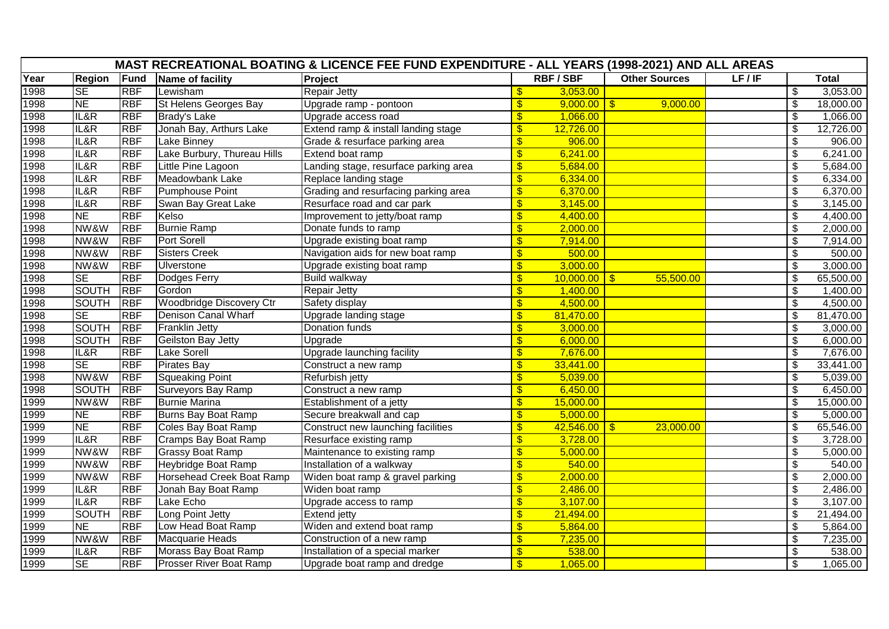| MAST RECREATIONAL BOATING & LICENCE FEE FUND EXPENDITURE - ALL YEARS (1998-2021) AND ALL AREAS | | | | | | | | |
|---|---|---|---|---|---|---|---|---|
| Year | Region | Fund | Name of facility | Project | RBF / SBF | Other Sources | LF / IF | Total |
| 1998 | SE | RBF | Lewisham | Repair Jetty | $ 3,053.00 | | | $ 3,053.00 |
| 1998 | NE | RBF | St Helens Georges Bay | Upgrade ramp - pontoon | $ 9,000.00 | $ 9,000.00 | | $ 18,000.00 |
| 1998 | IL&R | RBF | Brady's Lake | Upgrade access road | $ 1,066.00 | | | $ 1,066.00 |
| 1998 | IL&R | RBF | Jonah Bay, Arthurs Lake | Extend ramp & install landing stage | $ 12,726.00 | | | $ 12,726.00 |
| 1998 | IL&R | RBF | Lake Binney | Grade & resurface parking area | $ 906.00 | | | $ 906.00 |
| 1998 | IL&R | RBF | Lake Burbury, Thureau Hills | Extend boat ramp | $ 6,241.00 | | | $ 6,241.00 |
| 1998 | IL&R | RBF | Little Pine Lagoon | Landing stage, resurface parking area | $ 5,684.00 | | | $ 5,684.00 |
| 1998 | IL&R | RBF | Meadowbank Lake | Replace landing stage | $ 6,334.00 | | | $ 6,334.00 |
| 1998 | IL&R | RBF | Pumphouse Point | Grading and resurfacing parking area | $ 6,370.00 | | | $ 6,370.00 |
| 1998 | IL&R | RBF | Swan Bay Great Lake | Resurface road and car park | $ 3,145.00 | | | $ 3,145.00 |
| 1998 | NE | RBF | Kelso | Improvement to jetty/boat ramp | $ 4,400.00 | | | $ 4,400.00 |
| 1998 | NW&W | RBF | Burnie Ramp | Donate funds to ramp | $ 2,000.00 | | | $ 2,000.00 |
| 1998 | NW&W | RBF | Port Sorell | Upgrade existing boat ramp | $ 7,914.00 | | | $ 7,914.00 |
| 1998 | NW&W | RBF | Sisters Creek | Navigation aids for new boat ramp | $ 500.00 | | | $ 500.00 |
| 1998 | NW&W | RBF | Ulverstone | Upgrade existing boat ramp | $ 3,000.00 | | | $ 3,000.00 |
| 1998 | SE | RBF | Dodges Ferry | Build walkway | $ 10,000.00 | $ 55,500.00 | | $ 65,500.00 |
| 1998 | SOUTH | RBF | Gordon | Repair Jetty | $ 1,400.00 | | | $ 1,400.00 |
| 1998 | SOUTH | RBF | Woodbridge Discovery Ctr | Safety display | $ 4,500.00 | | | $ 4,500.00 |
| 1998 | SE | RBF | Denison Canal Wharf | Upgrade landing stage | $ 81,470.00 | | | $ 81,470.00 |
| 1998 | SOUTH | RBF | Franklin Jetty | Donation funds | $ 3,000.00 | | | $ 3,000.00 |
| 1998 | SOUTH | RBF | Geilston Bay Jetty | Upgrade | $ 6,000.00 | | | $ 6,000.00 |
| 1998 | IL&R | RBF | Lake Sorell | Upgrade launching facility | $ 7,676.00 | | | $ 7,676.00 |
| 1998 | SE | RBF | Pirates Bay | Construct a new ramp | $ 33,441.00 | | | $ 33,441.00 |
| 1998 | NW&W | RBF | Squeaking Point | Refurbish jetty | $ 5,039.00 | | | $ 5,039.00 |
| 1998 | SOUTH | RBF | Surveyors Bay Ramp | Construct a new ramp | $ 6,450.00 | | | $ 6,450.00 |
| 1999 | NW&W | RBF | Burnie Marina | Establishment of a jetty | $ 15,000.00 | | | $ 15,000.00 |
| 1999 | NE | RBF | Burns Bay Boat Ramp | Secure breakwall and cap | $ 5,000.00 | | | $ 5,000.00 |
| 1999 | NE | RBF | Coles Bay Boat Ramp | Construct new launching facilities | $ 42,546.00 | $ 23,000.00 | | $ 65,546.00 |
| 1999 | IL&R | RBF | Cramps Bay Boat Ramp | Resurface existing ramp | $ 3,728.00 | | | $ 3,728.00 |
| 1999 | NW&W | RBF | Grassy Boat Ramp | Maintenance to existing ramp | $ 5,000.00 | | | $ 5,000.00 |
| 1999 | NW&W | RBF | Heybridge Boat Ramp | Installation of a walkway | $ 540.00 | | | $ 540.00 |
| 1999 | NW&W | RBF | Horsehead Creek Boat Ramp | Widen boat ramp & gravel parking | $ 2,000.00 | | | $ 2,000.00 |
| 1999 | IL&R | RBF | Jonah Bay Boat Ramp | Widen boat ramp | $ 2,486.00 | | | $ 2,486.00 |
| 1999 | IL&R | RBF | Lake Echo | Upgrade access to ramp | $ 3,107.00 | | | $ 3,107.00 |
| 1999 | SOUTH | RBF | Long Point Jetty | Extend jetty | $ 21,494.00 | | | $ 21,494.00 |
| 1999 | NE | RBF | Low Head Boat Ramp | Widen and extend boat ramp | $ 5,864.00 | | | $ 5,864.00 |
| 1999 | NW&W | RBF | Macquarie Heads | Construction of a new ramp | $ 7,235.00 | | | $ 7,235.00 |
| 1999 | IL&R | RBF | Morass Bay Boat Ramp | Installation of a special marker | $ 538.00 | | | $ 538.00 |
| 1999 | SE | RBF | Prosser River Boat Ramp | Upgrade boat ramp and dredge | $ 1,065.00 | | | $ 1,065.00 |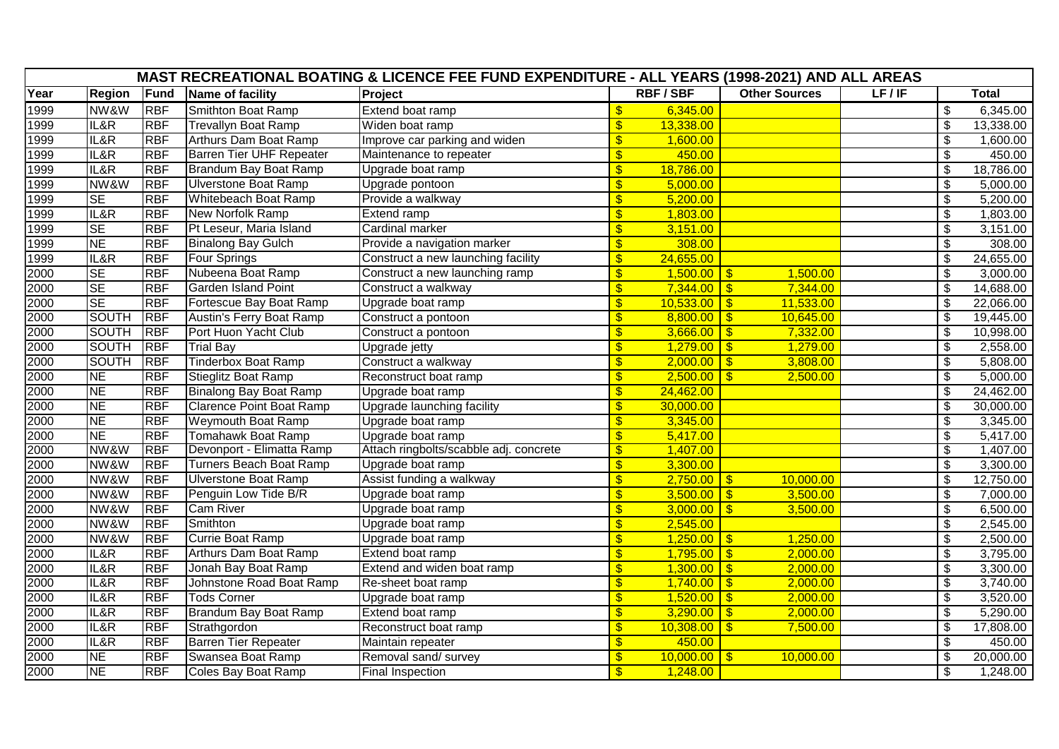| MAST RECREATIONAL BOATING & LICENCE FEE FUND EXPENDITURE - ALL YEARS (1998-2021) AND ALL AREAS | | | | | | | | |
|---|---|---|---|---|---|---|---|---|
| Year | Region | Fund | Name of facility | Project | RBF / SBF | Other Sources | LF / IF | Total |
| 1999 | NW&W | RBF | Smithton Boat Ramp | Extend boat ramp | $ 6,345.00 | | | $ 6,345.00 |
| 1999 | IL&R | RBF | Trevallyn Boat Ramp | Widen boat ramp | $ 13,338.00 | | | $ 13,338.00 |
| 1999 | IL&R | RBF | Arthurs Dam Boat Ramp | Improve car parking and widen | $ 1,600.00 | | | $ 1,600.00 |
| 1999 | IL&R | RBF | Barren Tier UHF Repeater | Maintenance to repeater | $ 450.00 | | | $ 450.00 |
| 1999 | IL&R | RBF | Brandum Bay Boat Ramp | Upgrade boat ramp | $ 18,786.00 | | | $ 18,786.00 |
| 1999 | NW&W | RBF | Ulverstone Boat Ramp | Upgrade pontoon | $ 5,000.00 | | | $ 5,000.00 |
| 1999 | SE | RBF | Whitebeach Boat Ramp | Provide a walkway | $ 5,200.00 | | | $ 5,200.00 |
| 1999 | IL&R | RBF | New Norfolk Ramp | Extend ramp | $ 1,803.00 | | | $ 1,803.00 |
| 1999 | SE | RBF | Pt Leseur, Maria Island | Cardinal marker | $ 3,151.00 | | | $ 3,151.00 |
| 1999 | NE | RBF | Binalong Bay Gulch | Provide a navigation marker | $ 308.00 | | | $ 308.00 |
| 1999 | IL&R | RBF | Four Springs | Construct a new launching facility | $ 24,655.00 | | | $ 24,655.00 |
| 2000 | SE | RBF | Nubeena Boat Ramp | Construct a new launching ramp | $ 1,500.00 | $ 1,500.00 | | $ 3,000.00 |
| 2000 | SE | RBF | Garden Island Point | Construct a walkway | $ 7,344.00 | $ 7,344.00 | | $ 14,688.00 |
| 2000 | SE | RBF | Fortescue Bay Boat Ramp | Upgrade boat ramp | $ 10,533.00 | $ 11,533.00 | | $ 22,066.00 |
| 2000 | SOUTH | RBF | Austin's Ferry Boat Ramp | Construct a pontoon | $ 8,800.00 | $ 10,645.00 | | $ 19,445.00 |
| 2000 | SOUTH | RBF | Port Huon Yacht Club | Construct a pontoon | $ 3,666.00 | $ 7,332.00 | | $ 10,998.00 |
| 2000 | SOUTH | RBF | Trial Bay | Upgrade jetty | $ 1,279.00 | $ 1,279.00 | | $ 2,558.00 |
| 2000 | SOUTH | RBF | Tinderbox Boat Ramp | Construct a walkway | $ 2,000.00 | $ 3,808.00 | | $ 5,808.00 |
| 2000 | NE | RBF | Stieglitz Boat Ramp | Reconstruct boat ramp | $ 2,500.00 | $ 2,500.00 | | $ 5,000.00 |
| 2000 | NE | RBF | Binalong Bay Boat Ramp | Upgrade boat ramp | $ 24,462.00 | | | $ 24,462.00 |
| 2000 | NE | RBF | Clarence Point Boat Ramp | Upgrade launching facility | $ 30,000.00 | | | $ 30,000.00 |
| 2000 | NE | RBF | Weymouth Boat Ramp | Upgrade boat ramp | $ 3,345.00 | | | $ 3,345.00 |
| 2000 | NE | RBF | Tomahawk Boat Ramp | Upgrade boat ramp | $ 5,417.00 | | | $ 5,417.00 |
| 2000 | NW&W | RBF | Devonport - Elimatta Ramp | Attach ringbolts/scabble adj. concrete | $ 1,407.00 | | | $ 1,407.00 |
| 2000 | NW&W | RBF | Turners Beach Boat Ramp | Upgrade boat ramp | $ 3,300.00 | | | $ 3,300.00 |
| 2000 | NW&W | RBF | Ulverstone Boat Ramp | Assist funding a walkway | $ 2,750.00 | $ 10,000.00 | | $ 12,750.00 |
| 2000 | NW&W | RBF | Penguin Low Tide B/R | Upgrade boat ramp | $ 3,500.00 | $ 3,500.00 | | $ 7,000.00 |
| 2000 | NW&W | RBF | Cam River | Upgrade boat ramp | $ 3,000.00 | $ 3,500.00 | | $ 6,500.00 |
| 2000 | NW&W | RBF | Smithton | Upgrade boat ramp | $ 2,545.00 | | | $ 2,545.00 |
| 2000 | NW&W | RBF | Currie Boat Ramp | Upgrade boat ramp | $ 1,250.00 | $ 1,250.00 | | $ 2,500.00 |
| 2000 | IL&R | RBF | Arthurs Dam Boat Ramp | Extend boat ramp | $ 1,795.00 | $ 2,000.00 | | $ 3,795.00 |
| 2000 | IL&R | RBF | Jonah Bay Boat Ramp | Extend and widen boat ramp | $ 1,300.00 | $ 2,000.00 | | $ 3,300.00 |
| 2000 | IL&R | RBF | Johnstone Road Boat Ramp | Re-sheet boat ramp | $ 1,740.00 | $ 2,000.00 | | $ 3,740.00 |
| 2000 | IL&R | RBF | Tods Corner | Upgrade boat ramp | $ 1,520.00 | $ 2,000.00 | | $ 3,520.00 |
| 2000 | IL&R | RBF | Brandum Bay Boat Ramp | Extend boat ramp | $ 3,290.00 | $ 2,000.00 | | $ 5,290.00 |
| 2000 | IL&R | RBF | Strathgordon | Reconstruct boat ramp | $ 10,308.00 | $ 7,500.00 | | $ 17,808.00 |
| 2000 | IL&R | RBF | Barren Tier Repeater | Maintain repeater | $ 450.00 | | | $ 450.00 |
| 2000 | NE | RBF | Swansea Boat Ramp | Removal sand/ survey | $ 10,000.00 | $ 10,000.00 | | $ 20,000.00 |
| 2000 | NE | RBF | Coles Bay Boat Ramp | Final Inspection | $ 1,248.00 | | | $ 1,248.00 |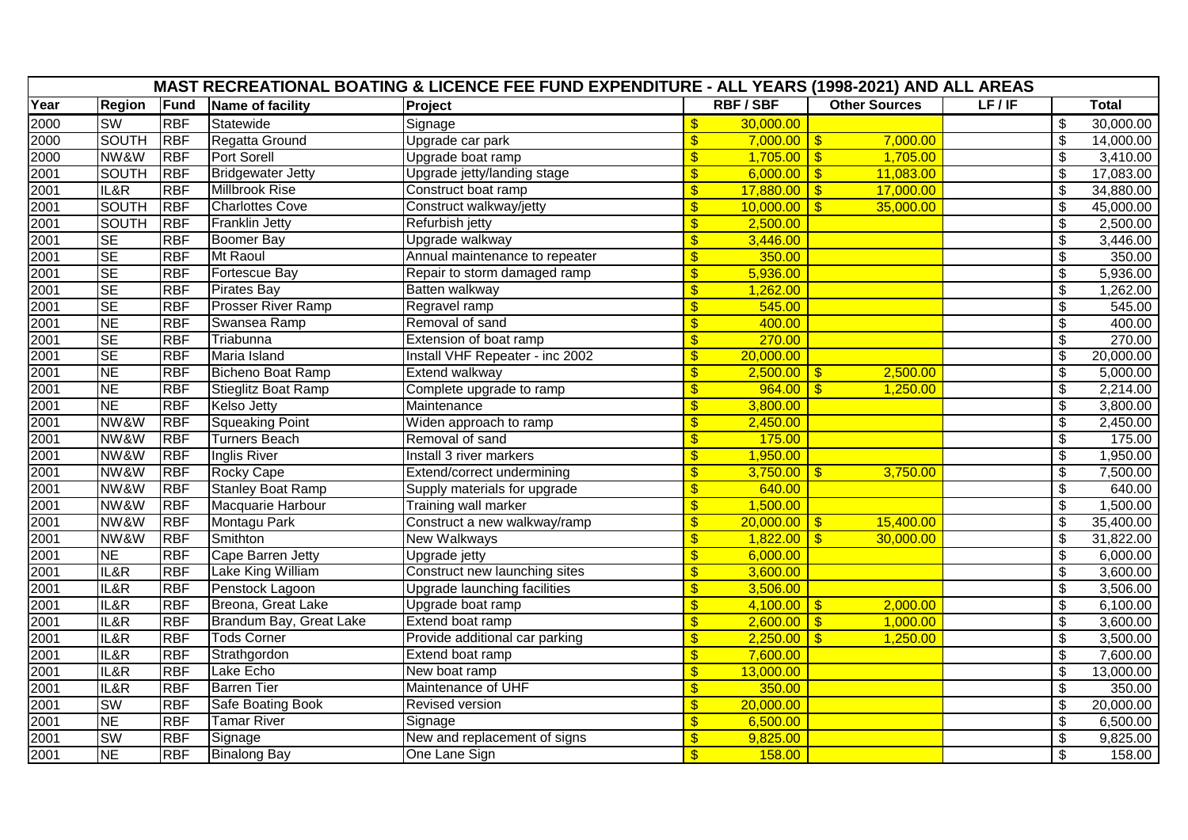| MAST RECREATIONAL BOATING & LICENCE FEE FUND EXPENDITURE - ALL YEARS (1998-2021) AND ALL AREAS | | | | | | | | |
|---|---|---|---|---|---|---|---|---|
| Year | Region | Fund | Name of facility | Project | RBF / SBF | Other Sources | LF / IF | Total |
| 2000 | SW | RBF | Statewide | Signage | $ 30,000.00 | | | $ 30,000.00 |
| 2000 | SOUTH | RBF | Regatta Ground | Upgrade car park | $ 7,000.00 | $ 7,000.00 | | $ 14,000.00 |
| 2000 | NW&W | RBF | Port Sorell | Upgrade boat ramp | $ 1,705.00 | $ 1,705.00 | | $ 3,410.00 |
| 2001 | SOUTH | RBF | Bridgewater Jetty | Upgrade jetty/landing stage | $ 6,000.00 | $ 11,083.00 | | $ 17,083.00 |
| 2001 | IL&R | RBF | Millbrook Rise | Construct boat ramp | $ 17,880.00 | $ 17,000.00 | | $ 34,880.00 |
| 2001 | SOUTH | RBF | Charlottes Cove | Construct walkway/jetty | $ 10,000.00 | $ 35,000.00 | | $ 45,000.00 |
| 2001 | SOUTH | RBF | Franklin Jetty | Refurbish jetty | $ 2,500.00 | | | $ 2,500.00 |
| 2001 | SE | RBF | Boomer Bay | Upgrade walkway | $ 3,446.00 | | | $ 3,446.00 |
| 2001 | SE | RBF | Mt Raoul | Annual maintenance to repeater | $ 350.00 | | | $ 350.00 |
| 2001 | SE | RBF | Fortescue Bay | Repair to storm damaged ramp | $ 5,936.00 | | | $ 5,936.00 |
| 2001 | SE | RBF | Pirates Bay | Batten walkway | $ 1,262.00 | | | $ 1,262.00 |
| 2001 | SE | RBF | Prosser River Ramp | Regravel ramp | $ 545.00 | | | $ 545.00 |
| 2001 | NE | RBF | Swansea Ramp | Removal of sand | $ 400.00 | | | $ 400.00 |
| 2001 | SE | RBF | Triabunna | Extension of boat ramp | $ 270.00 | | | $ 270.00 |
| 2001 | SE | RBF | Maria Island | Install VHF Repeater - inc 2002 | $ 20,000.00 | | | $ 20,000.00 |
| 2001 | NE | RBF | Bicheno Boat Ramp | Extend walkway | $ 2,500.00 | $ 2,500.00 | | $ 5,000.00 |
| 2001 | NE | RBF | Stieglitz Boat Ramp | Complete upgrade to ramp | $ 964.00 | $ 1,250.00 | | $ 2,214.00 |
| 2001 | NE | RBF | Kelso Jetty | Maintenance | $ 3,800.00 | | | $ 3,800.00 |
| 2001 | NW&W | RBF | Squeaking Point | Widen approach to ramp | $ 2,450.00 | | | $ 2,450.00 |
| 2001 | NW&W | RBF | Turners Beach | Removal of sand | $ 175.00 | | | $ 175.00 |
| 2001 | NW&W | RBF | Inglis River | Install 3 river markers | $ 1,950.00 | | | $ 1,950.00 |
| 2001 | NW&W | RBF | Rocky Cape | Extend/correct undermining | $ 3,750.00 | $ 3,750.00 | | $ 7,500.00 |
| 2001 | NW&W | RBF | Stanley Boat Ramp | Supply materials for upgrade | $ 640.00 | | | $ 640.00 |
| 2001 | NW&W | RBF | Macquarie Harbour | Training wall marker | $ 1,500.00 | | | $ 1,500.00 |
| 2001 | NW&W | RBF | Montagu Park | Construct a new walkway/ramp | $ 20,000.00 | $ 15,400.00 | | $ 35,400.00 |
| 2001 | NW&W | RBF | Smithton | New Walkways | $ 1,822.00 | $ 30,000.00 | | $ 31,822.00 |
| 2001 | NE | RBF | Cape Barren Jetty | Upgrade jetty | $ 6,000.00 | | | $ 6,000.00 |
| 2001 | IL&R | RBF | Lake King William | Construct new launching sites | $ 3,600.00 | | | $ 3,600.00 |
| 2001 | IL&R | RBF | Penstock Lagoon | Upgrade launching facilities | $ 3,506.00 | | | $ 3,506.00 |
| 2001 | IL&R | RBF | Breona, Great Lake | Upgrade boat ramp | $ 4,100.00 | $ 2,000.00 | | $ 6,100.00 |
| 2001 | IL&R | RBF | Brandum Bay, Great Lake | Extend boat ramp | $ 2,600.00 | $ 1,000.00 | | $ 3,600.00 |
| 2001 | IL&R | RBF | Tods Corner | Provide additional car parking | $ 2,250.00 | $ 1,250.00 | | $ 3,500.00 |
| 2001 | IL&R | RBF | Strathgordon | Extend boat ramp | $ 7,600.00 | | | $ 7,600.00 |
| 2001 | IL&R | RBF | Lake Echo | New boat ramp | $ 13,000.00 | | | $ 13,000.00 |
| 2001 | IL&R | RBF | Barren Tier | Maintenance of UHF | $ 350.00 | | | $ 350.00 |
| 2001 | SW | RBF | Safe Boating Book | Revised version | $ 20,000.00 | | | $ 20,000.00 |
| 2001 | NE | RBF | Tamar River | Signage | $ 6,500.00 | | | $ 6,500.00 |
| 2001 | SW | RBF | Signage | New and replacement of signs | $ 9,825.00 | | | $ 9,825.00 |
| 2001 | NE | RBF | Binalong Bay | One Lane Sign | $ 158.00 | | | $ 158.00 |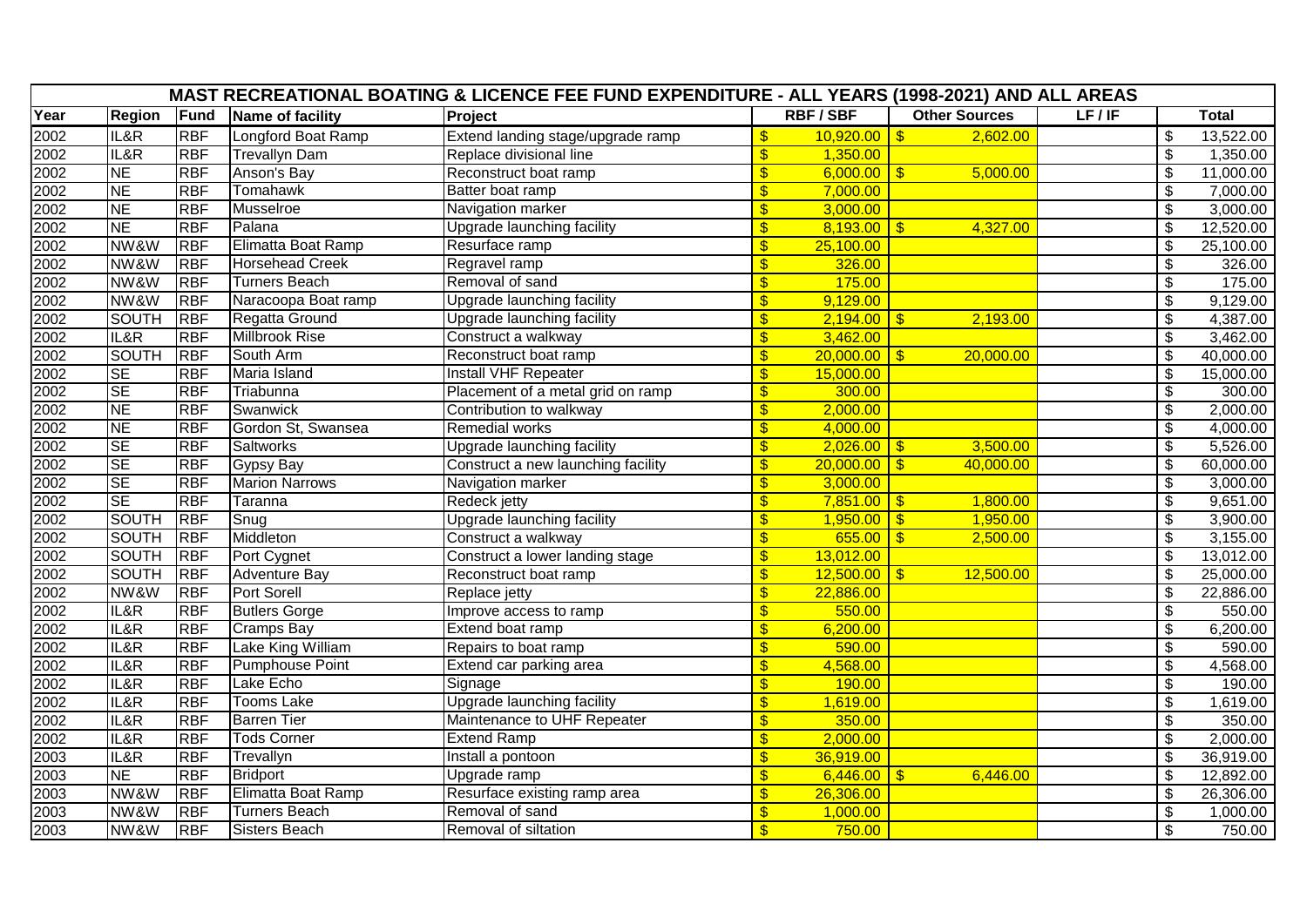| MAST RECREATIONAL BOATING & LICENCE FEE FUND EXPENDITURE - ALL YEARS (1998-2021) AND ALL AREAS | | | | | | | | |
|---|---|---|---|---|---|---|---|---|
| Year | Region | Fund | Name of facility | Project | RBF / SBF | Other Sources | LF / IF | Total |
| 2002 | IL&R | RBF | Longford Boat Ramp | Extend landing stage/upgrade ramp | $ 10,920.00 | $ 2,602.00 | | $ 13,522.00 |
| 2002 | IL&R | RBF | Trevallyn Dam | Replace divisional line | $ 1,350.00 | | | $ 1,350.00 |
| 2002 | NE | RBF | Anson's Bay | Reconstruct boat ramp | $ 6,000.00 | $ 5,000.00 | | $ 11,000.00 |
| 2002 | NE | RBF | Tomahawk | Batter boat ramp | $ 7,000.00 | | | $ 7,000.00 |
| 2002 | NE | RBF | Musselroe | Navigation marker | $ 3,000.00 | | | $ 3,000.00 |
| 2002 | NE | RBF | Palana | Upgrade launching facility | $ 8,193.00 | $ 4,327.00 | | $ 12,520.00 |
| 2002 | NW&W | RBF | Elimatta Boat Ramp | Resurface ramp | $ 25,100.00 | | | $ 25,100.00 |
| 2002 | NW&W | RBF | Horsehead Creek | Regravel ramp | $ 326.00 | | | $ 326.00 |
| 2002 | NW&W | RBF | Turners Beach | Removal of sand | $ 175.00 | | | $ 175.00 |
| 2002 | NW&W | RBF | Naracoopa Boat ramp | Upgrade launching facility | $ 9,129.00 | | | $ 9,129.00 |
| 2002 | SOUTH | RBF | Regatta Ground | Upgrade launching facility | $ 2,194.00 | $ 2,193.00 | | $ 4,387.00 |
| 2002 | IL&R | RBF | Millbrook Rise | Construct a walkway | $ 3,462.00 | | | $ 3,462.00 |
| 2002 | SOUTH | RBF | South Arm | Reconstruct boat ramp | $ 20,000.00 | $ 20,000.00 | | $ 40,000.00 |
| 2002 | SE | RBF | Maria Island | Install VHF Repeater | $ 15,000.00 | | | $ 15,000.00 |
| 2002 | SE | RBF | Triabunna | Placement of a metal grid on ramp | $ 300.00 | | | $ 300.00 |
| 2002 | NE | RBF | Swanwick | Contribution to walkway | $ 2,000.00 | | | $ 2,000.00 |
| 2002 | NE | RBF | Gordon St, Swansea | Remedial works | $ 4,000.00 | | | $ 4,000.00 |
| 2002 | SE | RBF | Saltworks | Upgrade launching facility | $ 2,026.00 | $ 3,500.00 | | $ 5,526.00 |
| 2002 | SE | RBF | Gypsy Bay | Construct a new launching facility | $ 20,000.00 | $ 40,000.00 | | $ 60,000.00 |
| 2002 | SE | RBF | Marion Narrows | Navigation marker | $ 3,000.00 | | | $ 3,000.00 |
| 2002 | SE | RBF | Taranna | Redeck jetty | $ 7,851.00 | $ 1,800.00 | | $ 9,651.00 |
| 2002 | SOUTH | RBF | Snug | Upgrade launching facility | $ 1,950.00 | $ 1,950.00 | | $ 3,900.00 |
| 2002 | SOUTH | RBF | Middleton | Construct a walkway | $ 655.00 | $ 2,500.00 | | $ 3,155.00 |
| 2002 | SOUTH | RBF | Port Cygnet | Construct a lower landing stage | $ 13,012.00 | | | $ 13,012.00 |
| 2002 | SOUTH | RBF | Adventure Bay | Reconstruct boat ramp | $ 12,500.00 | $ 12,500.00 | | $ 25,000.00 |
| 2002 | NW&W | RBF | Port Sorell | Replace jetty | $ 22,886.00 | | | $ 22,886.00 |
| 2002 | IL&R | RBF | Butlers Gorge | Improve access to ramp | $ 550.00 | | | $ 550.00 |
| 2002 | IL&R | RBF | Cramps Bay | Extend boat ramp | $ 6,200.00 | | | $ 6,200.00 |
| 2002 | IL&R | RBF | Lake King William | Repairs to boat ramp | $ 590.00 | | | $ 590.00 |
| 2002 | IL&R | RBF | Pumphouse Point | Extend car parking area | $ 4,568.00 | | | $ 4,568.00 |
| 2002 | IL&R | RBF | Lake Echo | Signage | $ 190.00 | | | $ 190.00 |
| 2002 | IL&R | RBF | Tooms Lake | Upgrade launching facility | $ 1,619.00 | | | $ 1,619.00 |
| 2002 | IL&R | RBF | Barren Tier | Maintenance to UHF Repeater | $ 350.00 | | | $ 350.00 |
| 2002 | IL&R | RBF | Tods Corner | Extend Ramp | $ 2,000.00 | | | $ 2,000.00 |
| 2003 | IL&R | RBF | Trevallyn | Install a pontoon | $ 36,919.00 | | | $ 36,919.00 |
| 2003 | NE | RBF | Bridport | Upgrade ramp | $ 6,446.00 | $ 6,446.00 | | $ 12,892.00 |
| 2003 | NW&W | RBF | Elimatta Boat Ramp | Resurface existing ramp area | $ 26,306.00 | | | $ 26,306.00 |
| 2003 | NW&W | RBF | Turners Beach | Removal of sand | $ 1,000.00 | | | $ 1,000.00 |
| 2003 | NW&W | RBF | Sisters Beach | Removal of siltation | $ 750.00 | | | $ 750.00 |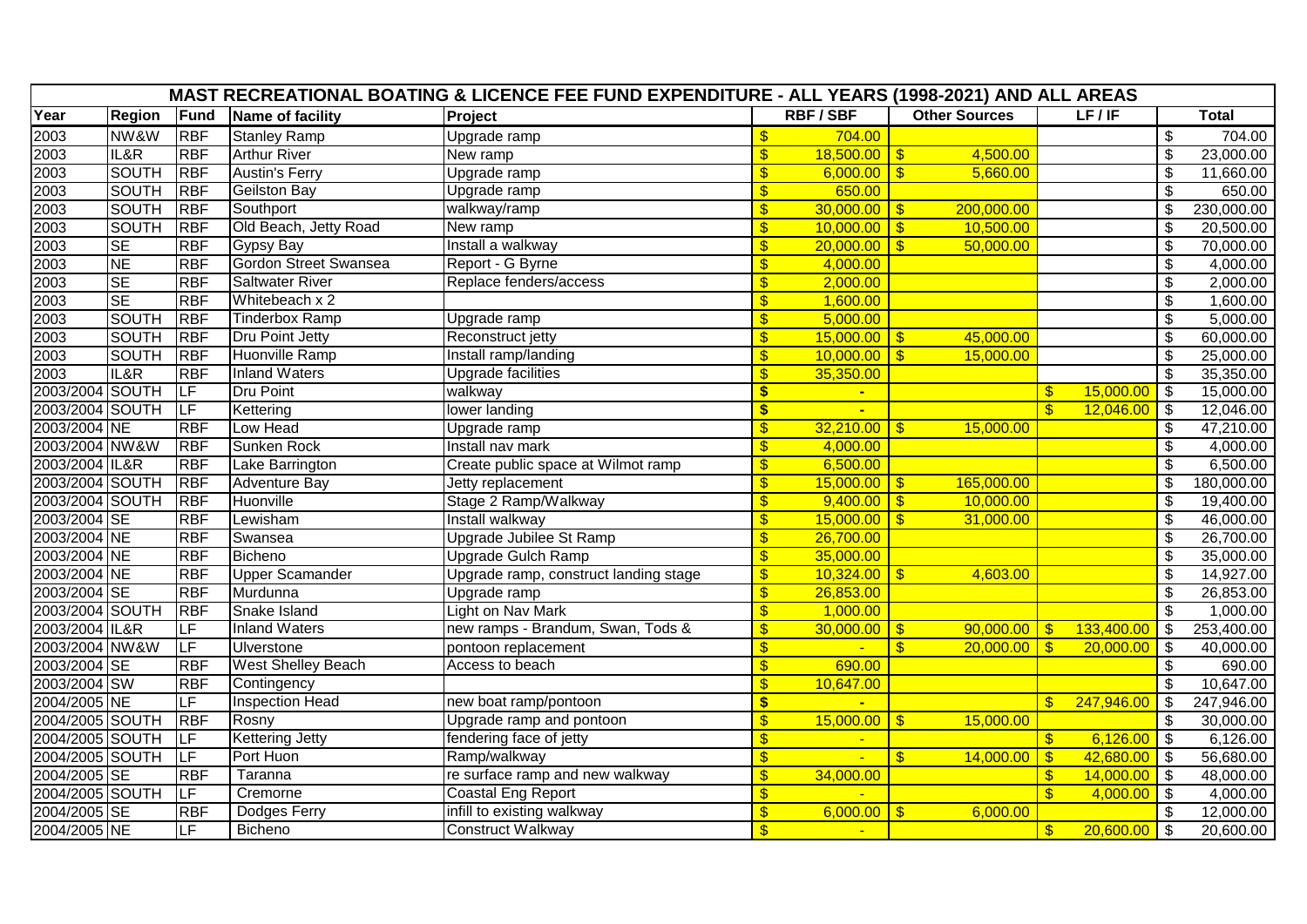| MAST RECREATIONAL BOATING & LICENCE FEE FUND EXPENDITURE - ALL YEARS (1998-2021) AND ALL AREAS | | | | | | | | |
|---|---|---|---|---|---|---|---|---|
| Year | Region | Fund | Name of facility | Project | RBF / SBF | Other Sources | LF / IF | Total |
| 2003 | NW&W | RBF | Stanley Ramp | Upgrade ramp | $ 704.00 | | | $ 704.00 |
| 2003 | IL&R | RBF | Arthur River | New ramp | $ 18,500.00 | $ 4,500.00 | | $ 23,000.00 |
| 2003 | SOUTH | RBF | Austin's Ferry | Upgrade ramp | $ 6,000.00 | $ 5,660.00 | | $ 11,660.00 |
| 2003 | SOUTH | RBF | Geilston Bay | Upgrade ramp | $ 650.00 | | | $ 650.00 |
| 2003 | SOUTH | RBF | Southport | walkway/ramp | $ 30,000.00 | $ 200,000.00 | | $ 230,000.00 |
| 2003 | SOUTH | RBF | Old Beach, Jetty Road | New ramp | $ 10,000.00 | $ 10,500.00 | | $ 20,500.00 |
| 2003 | SE | RBF | Gypsy Bay | Install a walkway | $ 20,000.00 | $ 50,000.00 | | $ 70,000.00 |
| 2003 | NE | RBF | Gordon Street Swansea | Report - G Byrne | $ 4,000.00 | | | $ 4,000.00 |
| 2003 | SE | RBF | Saltwater River | Replace fenders/access | $ 2,000.00 | | | $ 2,000.00 |
| 2003 | SE | RBF | Whitebeach x 2 | | $ 1,600.00 | | | $ 1,600.00 |
| 2003 | SOUTH | RBF | Tinderbox Ramp | Upgrade ramp | $ 5,000.00 | | | $ 5,000.00 |
| 2003 | SOUTH | RBF | Dru Point Jetty | Reconstruct jetty | $ 15,000.00 | $ 45,000.00 | | $ 60,000.00 |
| 2003 | SOUTH | RBF | Huonville Ramp | Install ramp/landing | $ 10,000.00 | $ 15,000.00 | | $ 25,000.00 |
| 2003 | IL&R | RBF | Inland Waters | Upgrade facilities | $ 35,350.00 | | | $ 35,350.00 |
| 2003/2004 | SOUTH | LF | Dru Point | walkway | $ - | | $ 15,000.00 | $ 15,000.00 |
| 2003/2004 | SOUTH | LF | Kettering | lower landing | $ - | | $ 12,046.00 | $ 12,046.00 |
| 2003/2004 | NE | RBF | Low Head | Upgrade ramp | $ 32,210.00 | $ 15,000.00 | | $ 47,210.00 |
| 2003/2004 | NW&W | RBF | Sunken Rock | Install nav mark | $ 4,000.00 | | | $ 4,000.00 |
| 2003/2004 | IL&R | RBF | Lake Barrington | Create public space at Wilmot ramp | $ 6,500.00 | | | $ 6,500.00 |
| 2003/2004 | SOUTH | RBF | Adventure Bay | Jetty replacement | $ 15,000.00 | $ 165,000.00 | | $ 180,000.00 |
| 2003/2004 | SOUTH | RBF | Huonville | Stage 2 Ramp/Walkway | $ 9,400.00 | $ 10,000.00 | | $ 19,400.00 |
| 2003/2004 | SE | RBF | Lewisham | Install walkway | $ 15,000.00 | $ 31,000.00 | | $ 46,000.00 |
| 2003/2004 | NE | RBF | Swansea | Upgrade Jubilee St Ramp | $ 26,700.00 | | | $ 26,700.00 |
| 2003/2004 | NE | RBF | Bicheno | Upgrade Gulch Ramp | $ 35,000.00 | | | $ 35,000.00 |
| 2003/2004 | NE | RBF | Upper Scamander | Upgrade ramp, construct landing stage | $ 10,324.00 | $ 4,603.00 | | $ 14,927.00 |
| 2003/2004 | SE | RBF | Murdunna | Upgrade ramp | $ 26,853.00 | | | $ 26,853.00 |
| 2003/2004 | SOUTH | RBF | Snake Island | Light on Nav Mark | $ 1,000.00 | | | $ 1,000.00 |
| 2003/2004 | IL&R | LF | Inland Waters | new ramps - Brandum, Swan, Tods & | $ 30,000.00 | $ 90,000.00 | $ 133,400.00 | $ 253,400.00 |
| 2003/2004 | NW&W | LF | Ulverstone | pontoon replacement | $ - | $ 20,000.00 | $ 20,000.00 | $ 40,000.00 |
| 2003/2004 | SE | RBF | West Shelley Beach | Access to beach | $ 690.00 | | | $ 690.00 |
| 2003/2004 | SW | RBF | Contingency | | $ 10,647.00 | | | $ 10,647.00 |
| 2004/2005 | NE | LF | Inspection Head | new boat ramp/pontoon | $ - | | $ 247,946.00 | $ 247,946.00 |
| 2004/2005 | SOUTH | RBF | Rosny | Upgrade ramp and pontoon | $ 15,000.00 | $ 15,000.00 | | $ 30,000.00 |
| 2004/2005 | SOUTH | LF | Kettering Jetty | fendering face of jetty | $ - | | $ 6,126.00 | $ 6,126.00 |
| 2004/2005 | SOUTH | LF | Port Huon | Ramp/walkway | $ - | $ 14,000.00 | $ 42,680.00 | $ 56,680.00 |
| 2004/2005 | SE | RBF | Taranna | re surface ramp and new walkway | $ 34,000.00 | | $ 14,000.00 | $ 48,000.00 |
| 2004/2005 | SOUTH | LF | Cremorne | Coastal Eng Report | $ - | | $ 4,000.00 | $ 4,000.00 |
| 2004/2005 | SE | RBF | Dodges Ferry | infill to existing walkway | $ 6,000.00 | $ 6,000.00 | | $ 12,000.00 |
| 2004/2005 | NE | LF | Bicheno | Construct Walkway | $ - | | $ 20,600.00 | $ 20,600.00 |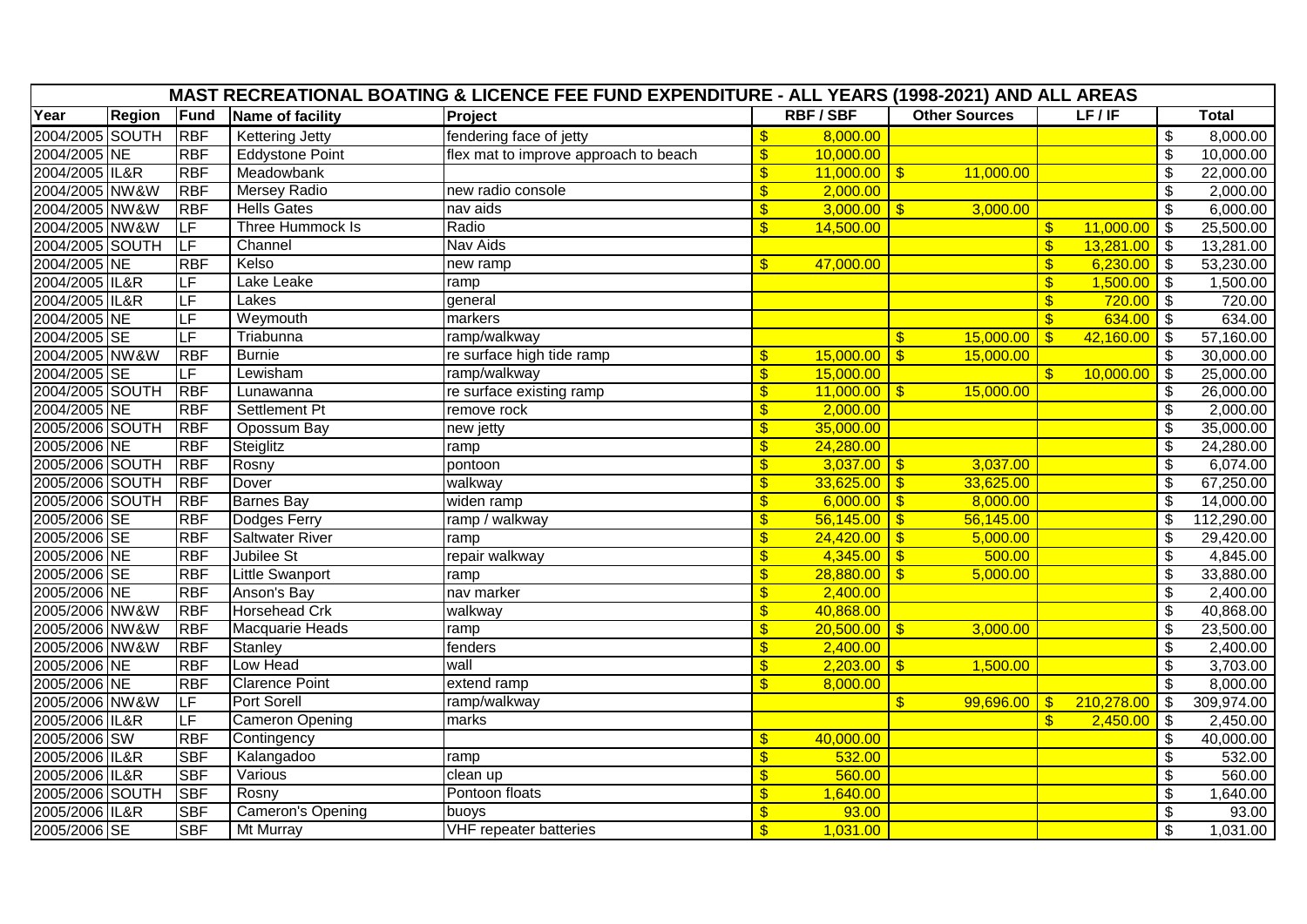| MAST RECREATIONAL BOATING & LICENCE FEE FUND EXPENDITURE - ALL YEARS (1998-2021) AND ALL AREAS | | | | | | | | |
|---|---|---|---|---|---|---|---|---|
| Year | Region | Fund | Name of facility | Project | RBF / SBF | Other Sources | LF / IF | Total |
| 2004/2005 | SOUTH | RBF | Kettering Jetty | fendering face of jetty | $ 8,000.00 | | | $ 8,000.00 |
| 2004/2005 | NE | RBF | Eddystone Point | flex mat to improve approach to beach | $ 10,000.00 | | | $ 10,000.00 |
| 2004/2005 | IL&R | RBF | Meadowbank | | $ 11,000.00 | $ 11,000.00 | | $ 22,000.00 |
| 2004/2005 | NW&W | RBF | Mersey Radio | new radio console | $ 2,000.00 | | | $ 2,000.00 |
| 2004/2005 | NW&W | RBF | Hells Gates | nav aids | $ 3,000.00 | $ 3,000.00 | | $ 6,000.00 |
| 2004/2005 | NW&W | LF | Three Hummock Is | Radio | $ 14,500.00 | | $ 11,000.00 | $ 25,500.00 |
| 2004/2005 | SOUTH | LF | Channel | Nav Aids | | | $ 13,281.00 | $ 13,281.00 |
| 2004/2005 | NE | RBF | Kelso | new ramp | $ 47,000.00 | | $ 6,230.00 | $ 53,230.00 |
| 2004/2005 | IL&R | LF | Lake Leake | ramp | | | $ 1,500.00 | $ 1,500.00 |
| 2004/2005 | IL&R | LF | Lakes | general | | | $ 720.00 | $ 720.00 |
| 2004/2005 | NE | LF | Weymouth | markers | | | $ 634.00 | $ 634.00 |
| 2004/2005 | SE | LF | Triabunna | ramp/walkway | | $ 15,000.00 | $ 42,160.00 | $ 57,160.00 |
| 2004/2005 | NW&W | RBF | Burnie | re surface high tide ramp | $ 15,000.00 | $ 15,000.00 | | $ 30,000.00 |
| 2004/2005 | SE | LF | Lewisham | ramp/walkway | $ 15,000.00 | | $ 10,000.00 | $ 25,000.00 |
| 2004/2005 | SOUTH | RBF | Lunawanna | re surface existing ramp | $ 11,000.00 | $ 15,000.00 | | $ 26,000.00 |
| 2004/2005 | NE | RBF | Settlement Pt | remove rock | $ 2,000.00 | | | $ 2,000.00 |
| 2005/2006 | SOUTH | RBF | Opossum Bay | new jetty | $ 35,000.00 | | | $ 35,000.00 |
| 2005/2006 | NE | RBF | Steiglitz | ramp | $ 24,280.00 | | | $ 24,280.00 |
| 2005/2006 | SOUTH | RBF | Rosny | pontoon | $ 3,037.00 | $ 3,037.00 | | $ 6,074.00 |
| 2005/2006 | SOUTH | RBF | Dover | walkway | $ 33,625.00 | $ 33,625.00 | | $ 67,250.00 |
| 2005/2006 | SOUTH | RBF | Barnes Bay | widen ramp | $ 6,000.00 | $ 8,000.00 | | $ 14,000.00 |
| 2005/2006 | SE | RBF | Dodges Ferry | ramp / walkway | $ 56,145.00 | $ 56,145.00 | | $ 112,290.00 |
| 2005/2006 | SE | RBF | Saltwater River | ramp | $ 24,420.00 | $ 5,000.00 | | $ 29,420.00 |
| 2005/2006 | NE | RBF | Jubilee St | repair walkway | $ 4,345.00 | $ 500.00 | | $ 4,845.00 |
| 2005/2006 | SE | RBF | Little Swanport | ramp | $ 28,880.00 | $ 5,000.00 | | $ 33,880.00 |
| 2005/2006 | NE | RBF | Anson's Bay | nav marker | $ 2,400.00 | | | $ 2,400.00 |
| 2005/2006 | NW&W | RBF | Horsehead Crk | walkway | $ 40,868.00 | | | $ 40,868.00 |
| 2005/2006 | NW&W | RBF | Macquarie Heads | ramp | $ 20,500.00 | $ 3,000.00 | | $ 23,500.00 |
| 2005/2006 | NW&W | RBF | Stanley | fenders | $ 2,400.00 | | | $ 2,400.00 |
| 2005/2006 | NE | RBF | Low Head | wall | $ 2,203.00 | $ 1,500.00 | | $ 3,703.00 |
| 2005/2006 | NE | RBF | Clarence Point | extend ramp | $ 8,000.00 | | | $ 8,000.00 |
| 2005/2006 | NW&W | LF | Port Sorell | ramp/walkway | | $ 99,696.00 | $ 210,278.00 | $ 309,974.00 |
| 2005/2006 | IL&R | LF | Cameron Opening | marks | | | $ 2,450.00 | $ 2,450.00 |
| 2005/2006 | SW | RBF | Contingency | | $ 40,000.00 | | | $ 40,000.00 |
| 2005/2006 | IL&R | SBF | Kalangadoo | ramp | $ 532.00 | | | $ 532.00 |
| 2005/2006 | IL&R | SBF | Various | clean up | $ 560.00 | | | $ 560.00 |
| 2005/2006 | SOUTH | SBF | Rosny | Pontoon floats | $ 1,640.00 | | | $ 1,640.00 |
| 2005/2006 | IL&R | SBF | Cameron's Opening | buoys | $ 93.00 | | | $ 93.00 |
| 2005/2006 | SE | SBF | Mt Murray | VHF repeater batteries | $ 1,031.00 | | | $ 1,031.00 |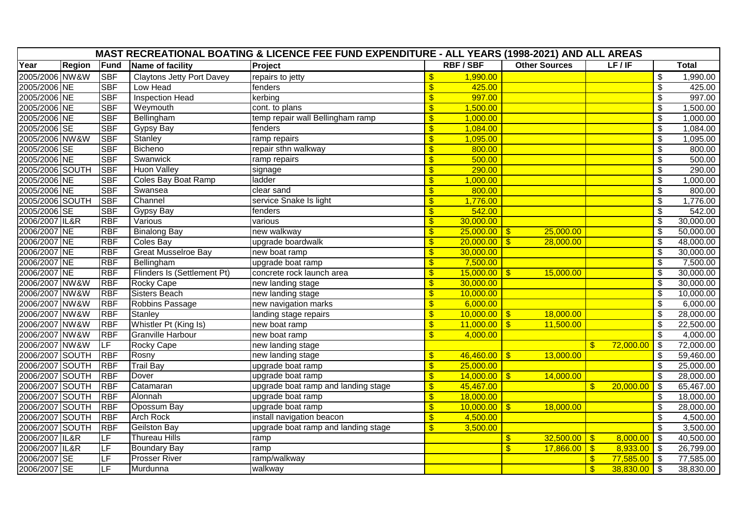| MAST RECREATIONAL BOATING & LICENCE FEE FUND EXPENDITURE - ALL YEARS (1998-2021) AND ALL AREAS | | | | | | | | |
|---|---|---|---|---|---|---|---|---|
| Year | Region | Fund | Name of facility | Project | RBF / SBF | Other Sources | LF / IF | Total |
| 2005/2006 | NW&W | SBF | Claytons Jetty Port Davey | repairs to jetty | $ 1,990.00 | | | $ 1,990.00 |
| 2005/2006 | NE | SBF | Low Head | fenders | $ 425.00 | | | $ 425.00 |
| 2005/2006 | NE | SBF | Inspection Head | kerbing | $ 997.00 | | | $ 997.00 |
| 2005/2006 | NE | SBF | Weymouth | cont. to plans | $ 1,500.00 | | | $ 1,500.00 |
| 2005/2006 | NE | SBF | Bellingham | temp repair wall Bellingham ramp | $ 1,000.00 | | | $ 1,000.00 |
| 2005/2006 | SE | SBF | Gypsy Bay | fenders | $ 1,084.00 | | | $ 1,084.00 |
| 2005/2006 | NW&W | SBF | Stanley | ramp repairs | $ 1,095.00 | | | $ 1,095.00 |
| 2005/2006 | SE | SBF | Bicheno | repair sthn walkway | $ 800.00 | | | $ 800.00 |
| 2005/2006 | NE | SBF | Swanwick | ramp repairs | $ 500.00 | | | $ 500.00 |
| 2005/2006 | SOUTH | SBF | Huon Valley | signage | $ 290.00 | | | $ 290.00 |
| 2005/2006 | NE | SBF | Coles Bay Boat Ramp | ladder | $ 1,000.00 | | | $ 1,000.00 |
| 2005/2006 | NE | SBF | Swansea | clear sand | $ 800.00 | | | $ 800.00 |
| 2005/2006 | SOUTH | SBF | Channel | service Snake Is light | $ 1,776.00 | | | $ 1,776.00 |
| 2005/2006 | SE | SBF | Gypsy Bay | fenders | $ 542.00 | | | $ 542.00 |
| 2006/2007 | IL&R | RBF | Various | various | $ 30,000.00 | | | $ 30,000.00 |
| 2006/2007 | NE | RBF | Binalong Bay | new walkway | $ 25,000.00 | $ 25,000.00 | | $ 50,000.00 |
| 2006/2007 | NE | RBF | Coles Bay | upgrade boardwalk | $ 20,000.00 | $ 28,000.00 | | $ 48,000.00 |
| 2006/2007 | NE | RBF | Great Musselroe Bay | new boat ramp | $ 30,000.00 | | | $ 30,000.00 |
| 2006/2007 | NE | RBF | Bellingham | upgrade boat ramp | $ 7,500.00 | | | $ 7,500.00 |
| 2006/2007 | NE | RBF | Flinders Is (Settlement Pt) | concrete rock launch area | $ 15,000.00 | $ 15,000.00 | | $ 30,000.00 |
| 2006/2007 | NW&W | RBF | Rocky Cape | new landing stage | $ 30,000.00 | | | $ 30,000.00 |
| 2006/2007 | NW&W | RBF | Sisters Beach | new landing stage | $ 10,000.00 | | | $ 10,000.00 |
| 2006/2007 | NW&W | RBF | Robbins Passage | new navigation marks | $ 6,000.00 | | | $ 6,000.00 |
| 2006/2007 | NW&W | RBF | Stanley | landing stage repairs | $ 10,000.00 | $ 18,000.00 | | $ 28,000.00 |
| 2006/2007 | NW&W | RBF | Whistler Pt (King Is) | new boat ramp | $ 11,000.00 | $ 11,500.00 | | $ 22,500.00 |
| 2006/2007 | NW&W | RBF | Granville Harbour | new boat ramp | $ 4,000.00 | | | $ 4,000.00 |
| 2006/2007 | NW&W | LF | Rocky Cape | new landing stage | | | $ 72,000.00 | $ 72,000.00 |
| 2006/2007 | SOUTH | RBF | Rosny | new landing stage | $ 46,460.00 | $ 13,000.00 | | $ 59,460.00 |
| 2006/2007 | SOUTH | RBF | Trail Bay | upgrade boat ramp | $ 25,000.00 | | | $ 25,000.00 |
| 2006/2007 | SOUTH | RBF | Dover | upgrade boat ramp | $ 14,000.00 | $ 14,000.00 | | $ 28,000.00 |
| 2006/2007 | SOUTH | RBF | Catamaran | upgrade boat ramp and landing stage | $ 45,467.00 | | $ 20,000.00 | $ 65,467.00 |
| 2006/2007 | SOUTH | RBF | Alonnah | upgrade boat ramp | $ 18,000.00 | | | $ 18,000.00 |
| 2006/2007 | SOUTH | RBF | Opossum Bay | upgrade boat ramp | $ 10,000.00 | $ 18,000.00 | | $ 28,000.00 |
| 2006/2007 | SOUTH | RBF | Arch Rock | install navigation beacon | $ 4,500.00 | | | $ 4,500.00 |
| 2006/2007 | SOUTH | RBF | Geilston Bay | upgrade boat ramp and landing stage | $ 3,500.00 | | | $ 3,500.00 |
| 2006/2007 | IL&R | LF | Thureau Hills | ramp | | $ 32,500.00 | $ 8,000.00 | $ 40,500.00 |
| 2006/2007 | IL&R | LF | Boundary Bay | ramp | | $ 17,866.00 | $ 8,933.00 | $ 26,799.00 |
| 2006/2007 | SE | LF | Prosser River | ramp/walkway | | | $ 77,585.00 | $ 77,585.00 |
| 2006/2007 | SE | LF | Murdunna | walkway | | | $ 38,830.00 | $ 38,830.00 |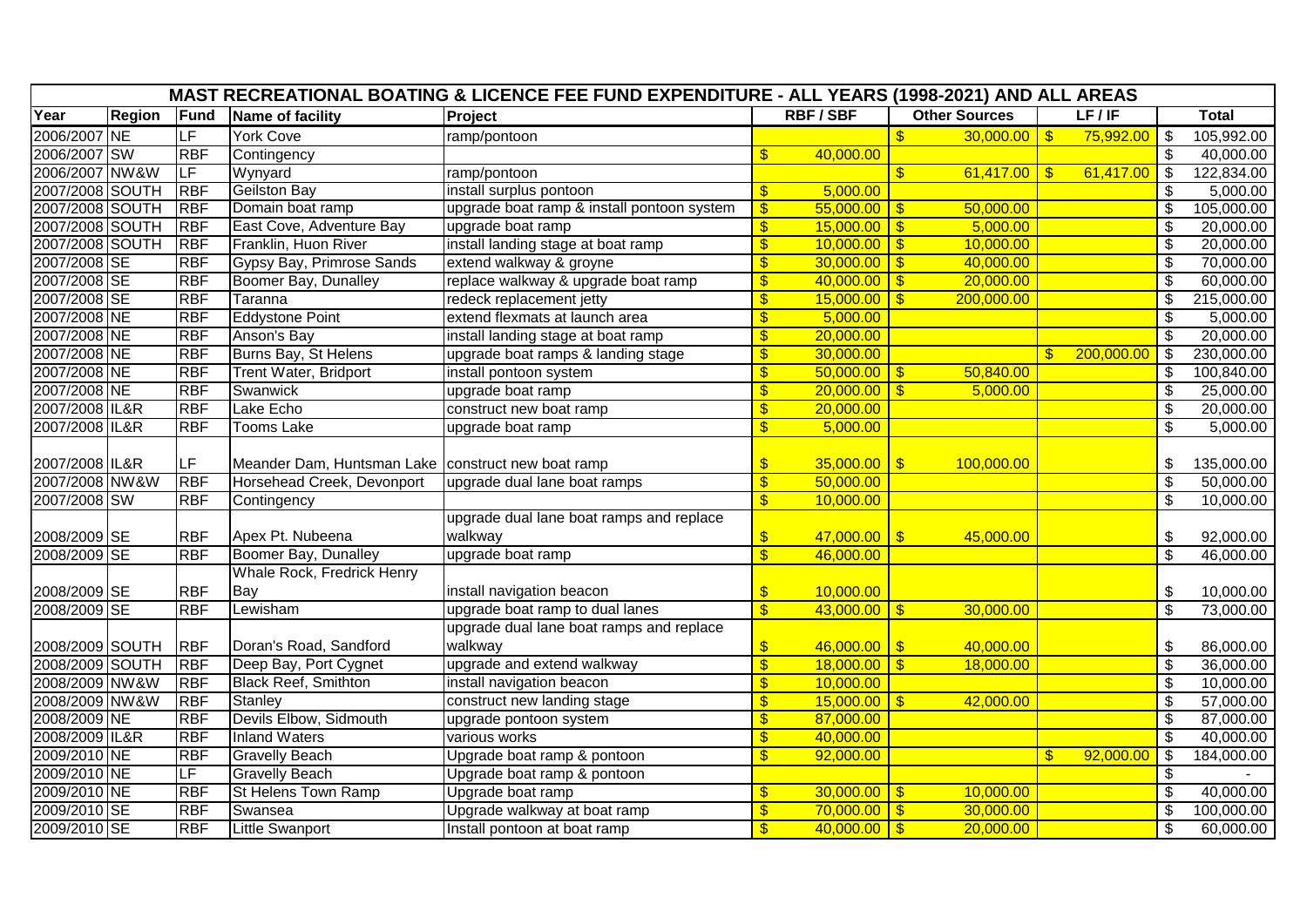| MAST RECREATIONAL BOATING & LICENCE FEE FUND EXPENDITURE - ALL YEARS (1998-2021) AND ALL AREAS | | | | | | | | |
|---|---|---|---|---|---|---|---|---|
| Year | Region | Fund | Name of facility | Project | RBF / SBF | Other Sources | LF / IF | Total |
| 2006/2007 | NE | LF | York Cove | ramp/pontoon | | $ 30,000.00 | $ 75,992.00 | $ 105,992.00 |
| 2006/2007 | SW | RBF | Contingency | | $ 40,000.00 | | | $ 40,000.00 |
| 2006/2007 | NW&W | LF | Wynyard | ramp/pontoon | | $ 61,417.00 | $ 61,417.00 | $ 122,834.00 |
| 2007/2008 | SOUTH | RBF | Geilston Bay | install surplus pontoon | $ 5,000.00 | | | $ 5,000.00 |
| 2007/2008 | SOUTH | RBF | Domain boat ramp | upgrade boat ramp & install pontoon system | $ 55,000.00 | $ 50,000.00 | | $ 105,000.00 |
| 2007/2008 | SOUTH | RBF | East Cove, Adventure Bay | upgrade boat ramp | $ 15,000.00 | $ 5,000.00 | | $ 20,000.00 |
| 2007/2008 | SOUTH | RBF | Franklin, Huon River | install landing stage at boat ramp | $ 10,000.00 | $ 10,000.00 | | $ 20,000.00 |
| 2007/2008 | SE | RBF | Gypsy Bay, Primrose Sands | extend walkway & groyne | $ 30,000.00 | $ 40,000.00 | | $ 70,000.00 |
| 2007/2008 | SE | RBF | Boomer Bay, Dunalley | replace walkway & upgrade boat ramp | $ 40,000.00 | $ 20,000.00 | | $ 60,000.00 |
| 2007/2008 | SE | RBF | Taranna | redeck replacement jetty | $ 15,000.00 | $ 200,000.00 | | $ 215,000.00 |
| 2007/2008 | NE | RBF | Eddystone Point | extend flexmats at launch area | $ 5,000.00 | | | $ 5,000.00 |
| 2007/2008 | NE | RBF | Anson's Bay | install landing stage at boat ramp | $ 20,000.00 | | | $ 20,000.00 |
| 2007/2008 | NE | RBF | Burns Bay, St Helens | upgrade boat ramps & landing stage | $ 30,000.00 | | $ 200,000.00 | $ 230,000.00 |
| 2007/2008 | NE | RBF | Trent Water, Bridport | install pontoon system | $ 50,000.00 | $ 50,840.00 | | $ 100,840.00 |
| 2007/2008 | NE | RBF | Swanwick | upgrade boat ramp | $ 20,000.00 | $ 5,000.00 | | $ 25,000.00 |
| 2007/2008 | IL&R | RBF | Lake Echo | construct new boat ramp | $ 20,000.00 | | | $ 20,000.00 |
| 2007/2008 | IL&R | RBF | Tooms Lake | upgrade boat ramp | $ 5,000.00 | | | $ 5,000.00 |
| 2007/2008 | IL&R | LF | Meander Dam, Huntsman Lake | construct new boat ramp | $ 35,000.00 | $ 100,000.00 | | $ 135,000.00 |
| 2007/2008 | NW&W | RBF | Horsehead Creek, Devonport | upgrade dual lane boat ramps | $ 50,000.00 | | | $ 50,000.00 |
| 2007/2008 | SW | RBF | Contingency | | $ 10,000.00 | | | $ 10,000.00 |
| 2008/2009 | SE | RBF | Apex Pt. Nubeena | upgrade dual lane boat ramps and replace walkway | $ 47,000.00 | $ 45,000.00 | | $ 92,000.00 |
| 2008/2009 | SE | RBF | Boomer Bay, Dunalley | upgrade boat ramp | $ 46,000.00 | | | $ 46,000.00 |
| 2008/2009 | SE | RBF | Whale Rock, Fredrick Henry Bay | install navigation beacon | $ 10,000.00 | | | $ 10,000.00 |
| 2008/2009 | SE | RBF | Lewisham | upgrade boat ramp to dual lanes | $ 43,000.00 | $ 30,000.00 | | $ 73,000.00 |
| 2008/2009 | SOUTH | RBF | Doran's Road, Sandford | upgrade dual lane boat ramps and replace walkway | $ 46,000.00 | $ 40,000.00 | | $ 86,000.00 |
| 2008/2009 | SOUTH | RBF | Deep Bay, Port Cygnet | upgrade and extend walkway | $ 18,000.00 | $ 18,000.00 | | $ 36,000.00 |
| 2008/2009 | NW&W | RBF | Black Reef, Smithton | install navigation beacon | $ 10,000.00 | | | $ 10,000.00 |
| 2008/2009 | NW&W | RBF | Stanley | construct new landing stage | $ 15,000.00 | $ 42,000.00 | | $ 57,000.00 |
| 2008/2009 | NE | RBF | Devils Elbow, Sidmouth | upgrade pontoon system | $ 87,000.00 | | | $ 87,000.00 |
| 2008/2009 | IL&R | RBF | Inland Waters | various works | $ 40,000.00 | | | $ 40,000.00 |
| 2009/2010 | NE | RBF | Gravelly Beach | Upgrade boat ramp & pontoon | $ 92,000.00 | | $ 92,000.00 | $ 184,000.00 |
| 2009/2010 | NE | LF | Gravelly Beach | Upgrade boat ramp & pontoon | | | | $ - |
| 2009/2010 | NE | RBF | St Helens Town Ramp | Upgrade boat ramp | $ 30,000.00 | $ 10,000.00 | | $ 40,000.00 |
| 2009/2010 | SE | RBF | Swansea | Upgrade walkway at boat ramp | $ 70,000.00 | $ 30,000.00 | | $ 100,000.00 |
| 2009/2010 | SE | RBF | Little Swanport | Install pontoon at boat ramp | $ 40,000.00 | $ 20,000.00 | | $ 60,000.00 |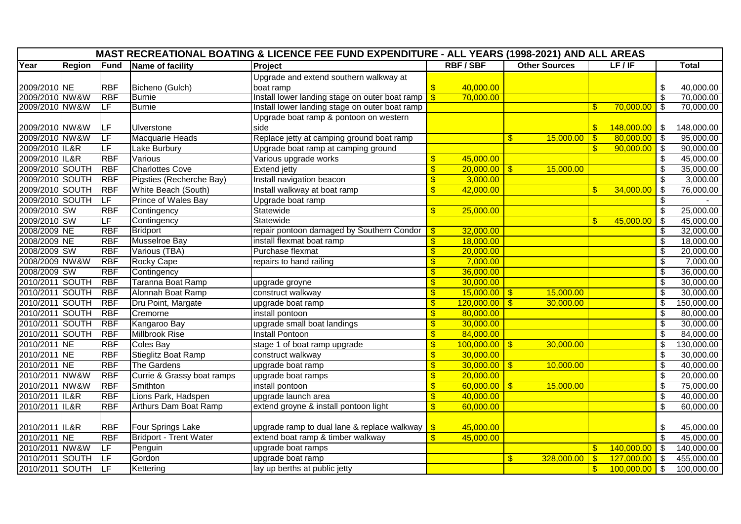| MAST RECREATIONAL BOATING & LICENCE FEE FUND EXPENDITURE - ALL YEARS (1998-2021) AND ALL AREAS | | | | | | | | |
|---|---|---|---|---|---|---|---|---|
| Year | Region | Fund | Name of facility | Project | RBF / SBF | Other Sources | LF / IF | Total |
| 2009/2010 | NE | RBF | Bicheno (Gulch) | Upgrade and extend southern walkway at boat ramp | $ 40,000.00 | | | $ 40,000.00 |
| 2009/2010 | NW&W | RBF | Burnie | Install lower landing stage on outer boat ramp | $ 70,000.00 | | | $ 70,000.00 |
| 2009/2010 | NW&W | LF | Burnie | Install lower landing stage on outer boat ramp | | | $ 70,000.00 | $ 70,000.00 |
| 2009/2010 | NW&W | LF | Ulverstone | Upgrade boat ramp & pontoon on western side | | | $ 148,000.00 | $ 148,000.00 |
| 2009/2010 | NW&W | LF | Macquarie Heads | Replace jetty at camping ground boat ramp | | $ 15,000.00 | $ 80,000.00 | $ 95,000.00 |
| 2009/2010 | IL&R | LF | Lake Burbury | Upgrade boat ramp at camping ground | | | $ 90,000.00 | $ 90,000.00 |
| 2009/2010 | IL&R | RBF | Various | Various upgrade works | $ 45,000.00 | | | $ 45,000.00 |
| 2009/2010 | SOUTH | RBF | Charlottes Cove | Extend jetty | $ 20,000.00 | $ 15,000.00 | | $ 35,000.00 |
| 2009/2010 | SOUTH | RBF | Pigsties (Recherche Bay) | Install navigation beacon | $ 3,000.00 | | | $ 3,000.00 |
| 2009/2010 | SOUTH | RBF | White Beach (South) | Install walkway at boat ramp | $ 42,000.00 | | $ 34,000.00 | $ 76,000.00 |
| 2009/2010 | SOUTH | LF | Prince of Wales Bay | Upgrade boat ramp | | | | $ - |
| 2009/2010 | SW | RBF | Contingency | Statewide | $ 25,000.00 | | | $ 25,000.00 |
| 2009/2010 | SW | LF | Contingency | Statewide | | | $ 45,000.00 | $ 45,000.00 |
| 2008/2009 | NE | RBF | Bridport | repair pontoon damaged by Southern Condor | $ 32,000.00 | | | $ 32,000.00 |
| 2008/2009 | NE | RBF | Musselroe Bay | install flexmat boat ramp | $ 18,000.00 | | | $ 18,000.00 |
| 2008/2009 | SW | RBF | Various (TBA) | Purchase flexmat | $ 20,000.00 | | | $ 20,000.00 |
| 2008/2009 | NW&W | RBF | Rocky Cape | repairs to hand railing | $ 7,000.00 | | | $ 7,000.00 |
| 2008/2009 | SW | RBF | Contingency | | $ 36,000.00 | | | $ 36,000.00 |
| 2010/2011 | SOUTH | RBF | Taranna Boat Ramp | upgrade groyne | $ 30,000.00 | | | $ 30,000.00 |
| 2010/2011 | SOUTH | RBF | Alonnah Boat Ramp | construct walkway | $ 15,000.00 | $ 15,000.00 | | $ 30,000.00 |
| 2010/2011 | SOUTH | RBF | Dru Point, Margate | upgrade boat ramp | $ 120,000.00 | $ 30,000.00 | | $ 150,000.00 |
| 2010/2011 | SOUTH | RBF | Cremorne | install pontoon | $ 80,000.00 | | | $ 80,000.00 |
| 2010/2011 | SOUTH | RBF | Kangaroo Bay | upgrade small boat landings | $ 30,000.00 | | | $ 30,000.00 |
| 2010/2011 | SOUTH | RBF | Millbrook Rise | Install Pontoon | $ 84,000.00 | | | $ 84,000.00 |
| 2010/2011 | NE | RBF | Coles Bay | stage 1 of boat ramp upgrade | $ 100,000.00 | $ 30,000.00 | | $ 130,000.00 |
| 2010/2011 | NE | RBF | Stieglitz Boat Ramp | construct walkway | $ 30,000.00 | | | $ 30,000.00 |
| 2010/2011 | NE | RBF | The Gardens | upgrade boat ramp | $ 30,000.00 | $ 10,000.00 | | $ 40,000.00 |
| 2010/2011 | NW&W | RBF | Currie & Grassy boat ramps | upgrade boat ramps | $ 20,000.00 | | | $ 20,000.00 |
| 2010/2011 | NW&W | RBF | Smithton | install pontoon | $ 60,000.00 | $ 15,000.00 | | $ 75,000.00 |
| 2010/2011 | IL&R | RBF | Lions Park, Hadspen | upgrade launch area | $ 40,000.00 | | | $ 40,000.00 |
| 2010/2011 | IL&R | RBF | Arthurs Dam Boat Ramp | extend groyne & install pontoon light | $ 60,000.00 | | | $ 60,000.00 |
| 2010/2011 | IL&R | RBF | Four Springs Lake | upgrade ramp to dual lane & replace walkway | $ 45,000.00 | | | $ 45,000.00 |
| 2010/2011 | NE | RBF | Bridport - Trent Water | extend boat ramp & timber walkway | $ 45,000.00 | | | $ 45,000.00 |
| 2010/2011 | NW&W | LF | Penguin | upgrade boat ramps | | | $ 140,000.00 | $ 140,000.00 |
| 2010/2011 | SOUTH | LF | Gordon | upgrade boat ramp | | $ 328,000.00 | $ 127,000.00 | $ 455,000.00 |
| 2010/2011 | SOUTH | LF | Kettering | lay up berths at public jetty | | | $ 100,000.00 | $ 100,000.00 |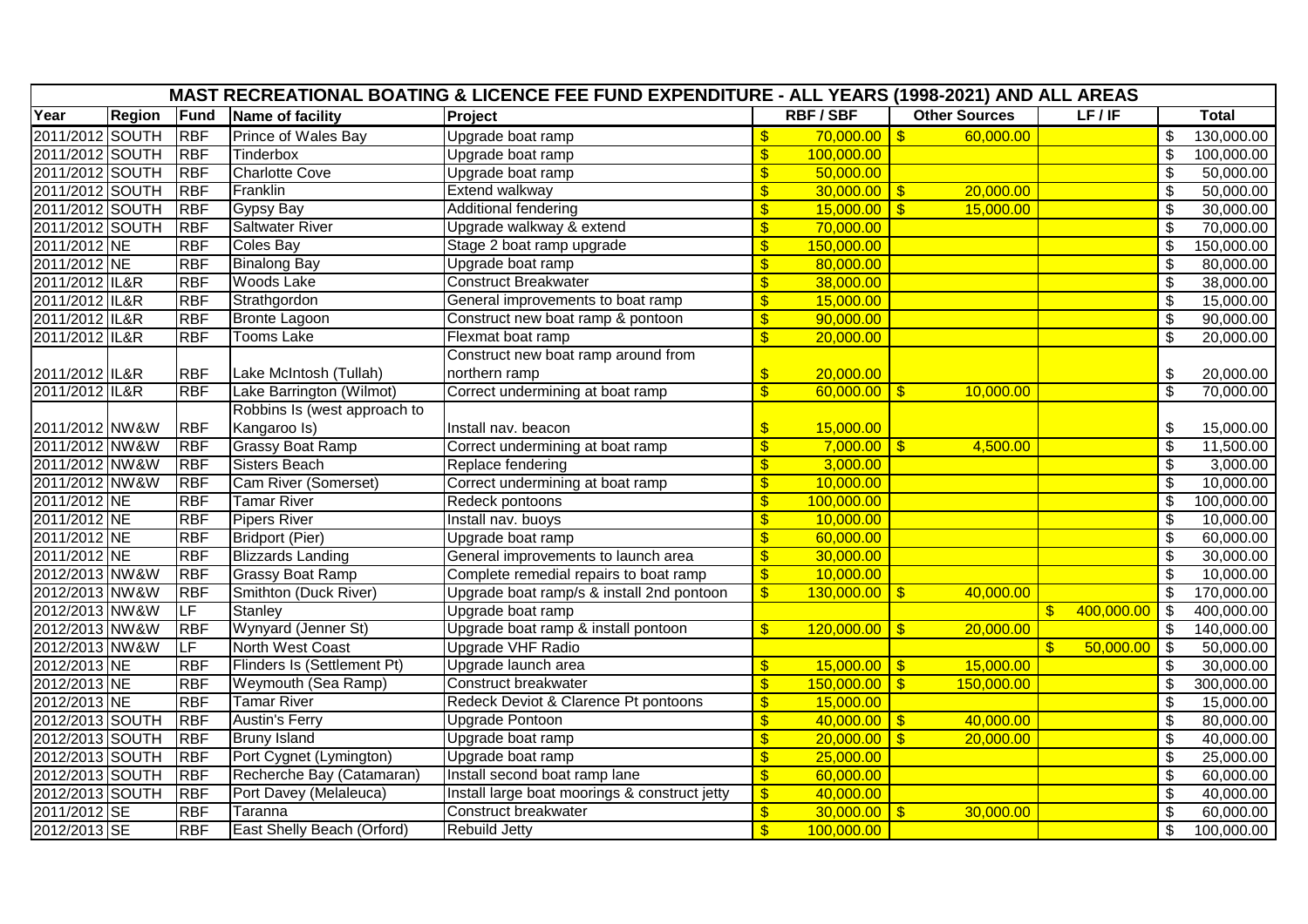| MAST RECREATIONAL BOATING & LICENCE FEE FUND EXPENDITURE - ALL YEARS (1998-2021) AND ALL AREAS | | | | | | | | |
|---|---|---|---|---|---|---|---|---|
| Year | Region | Fund | Name of facility | Project | RBF / SBF | Other Sources | LF / IF | Total |
| 2011/2012 | SOUTH | RBF | Prince of Wales Bay | Upgrade boat ramp | $ 70,000.00 | $ 60,000.00 | | $ 130,000.00 |
| 2011/2012 | SOUTH | RBF | Tinderbox | Upgrade boat ramp | $ 100,000.00 | | | $ 100,000.00 |
| 2011/2012 | SOUTH | RBF | Charlotte Cove | Upgrade boat ramp | $ 50,000.00 | | | $ 50,000.00 |
| 2011/2012 | SOUTH | RBF | Franklin | Extend walkway | $ 30,000.00 | $ 20,000.00 | | $ 50,000.00 |
| 2011/2012 | SOUTH | RBF | Gypsy Bay | Additional fendering | $ 15,000.00 | $ 15,000.00 | | $ 30,000.00 |
| 2011/2012 | SOUTH | RBF | Saltwater River | Upgrade walkway & extend | $ 70,000.00 | | | $ 70,000.00 |
| 2011/2012 | NE | RBF | Coles Bay | Stage 2 boat ramp upgrade | $ 150,000.00 | | | $ 150,000.00 |
| 2011/2012 | NE | RBF | Binalong Bay | Upgrade boat ramp | $ 80,000.00 | | | $ 80,000.00 |
| 2011/2012 | IL&R | RBF | Woods Lake | Construct Breakwater | $ 38,000.00 | | | $ 38,000.00 |
| 2011/2012 | IL&R | RBF | Strathgordon | General improvements to boat ramp | $ 15,000.00 | | | $ 15,000.00 |
| 2011/2012 | IL&R | RBF | Bronte Lagoon | Construct new boat ramp & pontoon | $ 90,000.00 | | | $ 90,000.00 |
| 2011/2012 | IL&R | RBF | Tooms Lake | Flexmat boat ramp | $ 20,000.00 | | | $ 20,000.00 |
| 2011/2012 | IL&R | RBF | Lake McIntosh (Tullah) | Construct new boat ramp around from northern ramp | $ 20,000.00 | | | $ 20,000.00 |
| 2011/2012 | IL&R | RBF | Lake Barrington (Wilmot) | Correct undermining at boat ramp | $ 60,000.00 | $ 10,000.00 | | $ 70,000.00 |
| 2011/2012 | NW&W | RBF | Robbins Is (west approach to Kangaroo Is) | Install nav. beacon | $ 15,000.00 | | | $ 15,000.00 |
| 2011/2012 | NW&W | RBF | Grassy Boat Ramp | Correct undermining at boat ramp | $ 7,000.00 | $ 4,500.00 | | $ 11,500.00 |
| 2011/2012 | NW&W | RBF | Sisters Beach | Replace fendering | $ 3,000.00 | | | $ 3,000.00 |
| 2011/2012 | NW&W | RBF | Cam River (Somerset) | Correct undermining at boat ramp | $ 10,000.00 | | | $ 10,000.00 |
| 2011/2012 | NE | RBF | Tamar River | Redeck pontoons | $ 100,000.00 | | | $ 100,000.00 |
| 2011/2012 | NE | RBF | Pipers River | Install nav. buoys | $ 10,000.00 | | | $ 10,000.00 |
| 2011/2012 | NE | RBF | Bridport (Pier) | Upgrade boat ramp | $ 60,000.00 | | | $ 60,000.00 |
| 2011/2012 | NE | RBF | Blizzards Landing | General improvements to launch area | $ 30,000.00 | | | $ 30,000.00 |
| 2012/2013 | NW&W | RBF | Grassy Boat Ramp | Complete remedial repairs to boat ramp | $ 10,000.00 | | | $ 10,000.00 |
| 2012/2013 | NW&W | RBF | Smithton (Duck River) | Upgrade boat ramp/s & install 2nd pontoon | $ 130,000.00 | $ 40,000.00 | | $ 170,000.00 |
| 2012/2013 | NW&W | LF | Stanley | Upgrade boat ramp | | | $ 400,000.00 | $ 400,000.00 |
| 2012/2013 | NW&W | RBF | Wynyard (Jenner St) | Upgrade boat ramp & install pontoon | $ 120,000.00 | $ 20,000.00 | | $ 140,000.00 |
| 2012/2013 | NW&W | LF | North West Coast | Upgrade VHF Radio | | | $ 50,000.00 | $ 50,000.00 |
| 2012/2013 | NE | RBF | Flinders Is (Settlement Pt) | Upgrade launch area | $ 15,000.00 | $ 15,000.00 | | $ 30,000.00 |
| 2012/2013 | NE | RBF | Weymouth (Sea Ramp) | Construct breakwater | $ 150,000.00 | $ 150,000.00 | | $ 300,000.00 |
| 2012/2013 | NE | RBF | Tamar River | Redeck Deviot & Clarence Pt pontoons | $ 15,000.00 | | | $ 15,000.00 |
| 2012/2013 | SOUTH | RBF | Austin's Ferry | Upgrade Pontoon | $ 40,000.00 | $ 40,000.00 | | $ 80,000.00 |
| 2012/2013 | SOUTH | RBF | Bruny Island | Upgrade boat ramp | $ 20,000.00 | $ 20,000.00 | | $ 40,000.00 |
| 2012/2013 | SOUTH | RBF | Port Cygnet (Lymington) | Upgrade boat ramp | $ 25,000.00 | | | $ 25,000.00 |
| 2012/2013 | SOUTH | RBF | Recherche Bay (Catamaran) | Install second boat ramp lane | $ 60,000.00 | | | $ 60,000.00 |
| 2012/2013 | SOUTH | RBF | Port Davey (Melaleuca) | Install large boat moorings & construct jetty | $ 40,000.00 | | | $ 40,000.00 |
| 2011/2012 | SE | RBF | Taranna | Construct breakwater | $ 30,000.00 | $ 30,000.00 | | $ 60,000.00 |
| 2012/2013 | SE | RBF | East Shelly Beach (Orford) | Rebuild Jetty | $ 100,000.00 | | | $ 100,000.00 |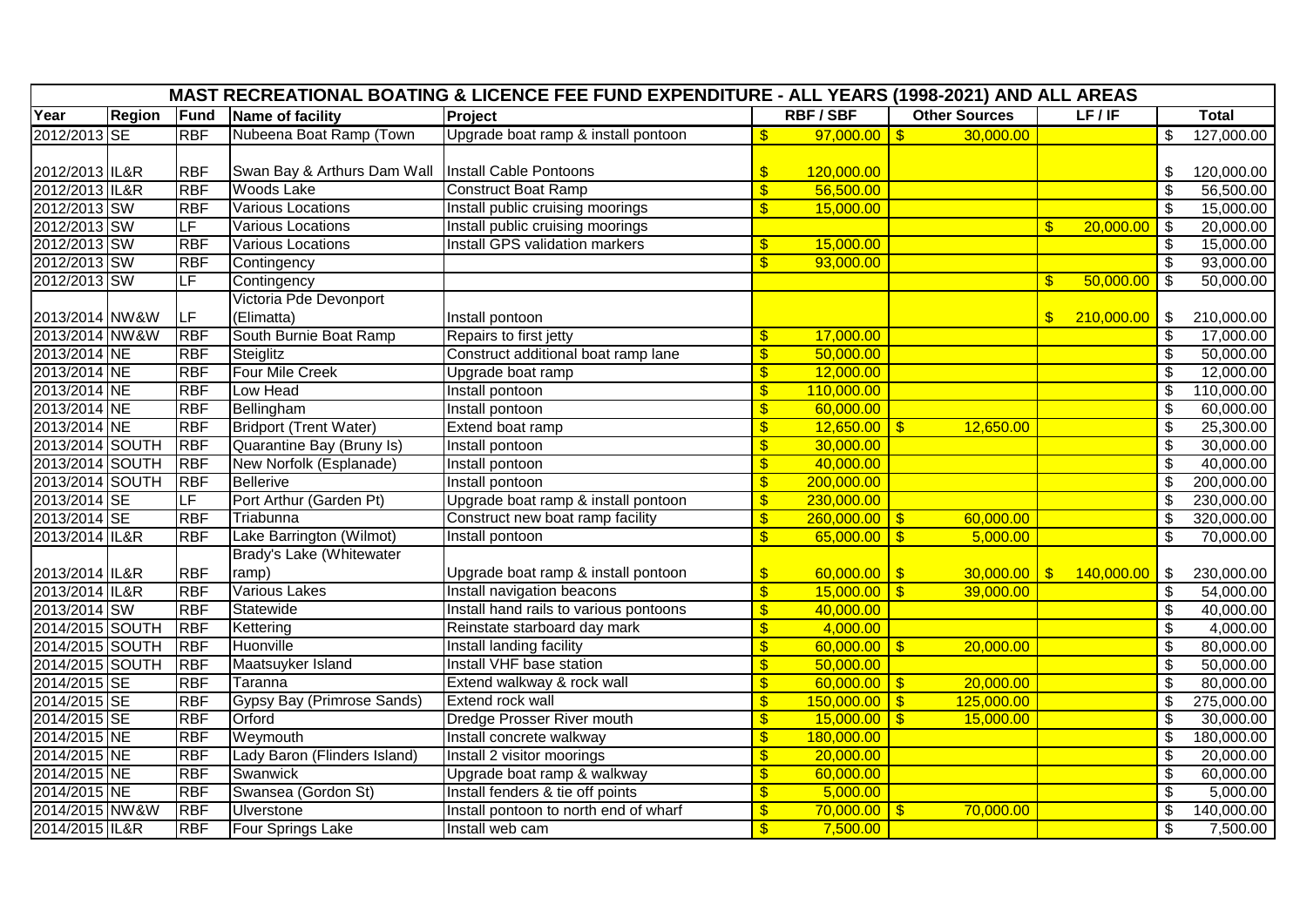| MAST RECREATIONAL BOATING & LICENCE FEE FUND EXPENDITURE - ALL YEARS (1998-2021) AND ALL AREAS | | | | | | | | |
|---|---|---|---|---|---|---|---|---|
| Year | Region | Fund | Name of facility | Project | RBF / SBF | Other Sources | LF / IF | Total |
| 2012/2013 | SE | RBF | Nubeena Boat Ramp (Town | Upgrade boat ramp & install pontoon | $ 97,000.00 | $ 30,000.00 | | $ 127,000.00 |
| 2012/2013 | IL&R | RBF | Swan Bay & Arthurs Dam Wall | Install Cable Pontoons | $ 120,000.00 | | | $ 120,000.00 |
| 2012/2013 | IL&R | RBF | Woods Lake | Construct Boat Ramp | $ 56,500.00 | | | $ 56,500.00 |
| 2012/2013 | SW | RBF | Various Locations | Install public cruising moorings | $ 15,000.00 | | | $ 15,000.00 |
| 2012/2013 | SW | LF | Various Locations | Install public cruising moorings | | | $ 20,000.00 | $ 20,000.00 |
| 2012/2013 | SW | RBF | Various Locations | Install GPS validation markers | $ 15,000.00 | | | $ 15,000.00 |
| 2012/2013 | SW | RBF | Contingency | | $ 93,000.00 | | | $ 93,000.00 |
| 2012/2013 | SW | LF | Contingency | | | | $ 50,000.00 | $ 50,000.00 |
| 2013/2014 | NW&W | LF | Victoria Pde Devonport (Elimatta) | Install pontoon | | | $ 210,000.00 | $ 210,000.00 |
| 2013/2014 | NW&W | RBF | South Burnie Boat Ramp | Repairs to first jetty | $ 17,000.00 | | | $ 17,000.00 |
| 2013/2014 | NE | RBF | Steiglitz | Construct additional boat ramp lane | $ 50,000.00 | | | $ 50,000.00 |
| 2013/2014 | NE | RBF | Four Mile Creek | Upgrade boat ramp | $ 12,000.00 | | | $ 12,000.00 |
| 2013/2014 | NE | RBF | Low Head | Install pontoon | $ 110,000.00 | | | $ 110,000.00 |
| 2013/2014 | NE | RBF | Bellingham | Install pontoon | $ 60,000.00 | | | $ 60,000.00 |
| 2013/2014 | NE | RBF | Bridport (Trent Water) | Extend boat ramp | $ 12,650.00 | $ 12,650.00 | | $ 25,300.00 |
| 2013/2014 | SOUTH | RBF | Quarantine Bay (Bruny Is) | Install pontoon | $ 30,000.00 | | | $ 30,000.00 |
| 2013/2014 | SOUTH | RBF | New Norfolk (Esplanade) | Install pontoon | $ 40,000.00 | | | $ 40,000.00 |
| 2013/2014 | SOUTH | RBF | Bellerive | Install pontoon | $ 200,000.00 | | | $ 200,000.00 |
| 2013/2014 | SE | LF | Port Arthur (Garden Pt) | Upgrade boat ramp & install pontoon | $ 230,000.00 | | | $ 230,000.00 |
| 2013/2014 | SE | RBF | Triabunna | Construct new boat ramp facility | $ 260,000.00 | $ 60,000.00 | | $ 320,000.00 |
| 2013/2014 | IL&R | RBF | Lake Barrington (Wilmot) | Install pontoon | $ 65,000.00 | $ 5,000.00 | | $ 70,000.00 |
| 2013/2014 | IL&R | RBF | Brady's Lake (Whitewater ramp) | Upgrade boat ramp & install pontoon | $ 60,000.00 | $ 30,000.00 | $ 140,000.00 | $ 230,000.00 |
| 2013/2014 | IL&R | RBF | Various Lakes | Install navigation beacons | $ 15,000.00 | $ 39,000.00 | | $ 54,000.00 |
| 2013/2014 | SW | RBF | Statewide | Install hand rails to various pontoons | $ 40,000.00 | | | $ 40,000.00 |
| 2014/2015 | SOUTH | RBF | Kettering | Reinstate starboard day mark | $ 4,000.00 | | | $ 4,000.00 |
| 2014/2015 | SOUTH | RBF | Huonville | Install landing facility | $ 60,000.00 | $ 20,000.00 | | $ 80,000.00 |
| 2014/2015 | SOUTH | RBF | Maatsuyker Island | Install VHF base station | $ 50,000.00 | | | $ 50,000.00 |
| 2014/2015 | SE | RBF | Taranna | Extend walkway & rock wall | $ 60,000.00 | $ 20,000.00 | | $ 80,000.00 |
| 2014/2015 | SE | RBF | Gypsy Bay (Primrose Sands) | Extend rock wall | $ 150,000.00 | $ 125,000.00 | | $ 275,000.00 |
| 2014/2015 | SE | RBF | Orford | Dredge Prosser River mouth | $ 15,000.00 | $ 15,000.00 | | $ 30,000.00 |
| 2014/2015 | NE | RBF | Weymouth | Install concrete walkway | $ 180,000.00 | | | $ 180,000.00 |
| 2014/2015 | NE | RBF | Lady Baron (Flinders Island) | Install 2 visitor moorings | $ 20,000.00 | | | $ 20,000.00 |
| 2014/2015 | NE | RBF | Swanwick | Upgrade boat ramp & walkway | $ 60,000.00 | | | $ 60,000.00 |
| 2014/2015 | NE | RBF | Swansea (Gordon St) | Install fenders & tie off points | $ 5,000.00 | | | $ 5,000.00 |
| 2014/2015 | NW&W | RBF | Ulverstone | Install pontoon to north end of wharf | $ 70,000.00 | $ 70,000.00 | | $ 140,000.00 |
| 2014/2015 | IL&R | RBF | Four Springs Lake | Install web cam | $ 7,500.00 | | | $ 7,500.00 |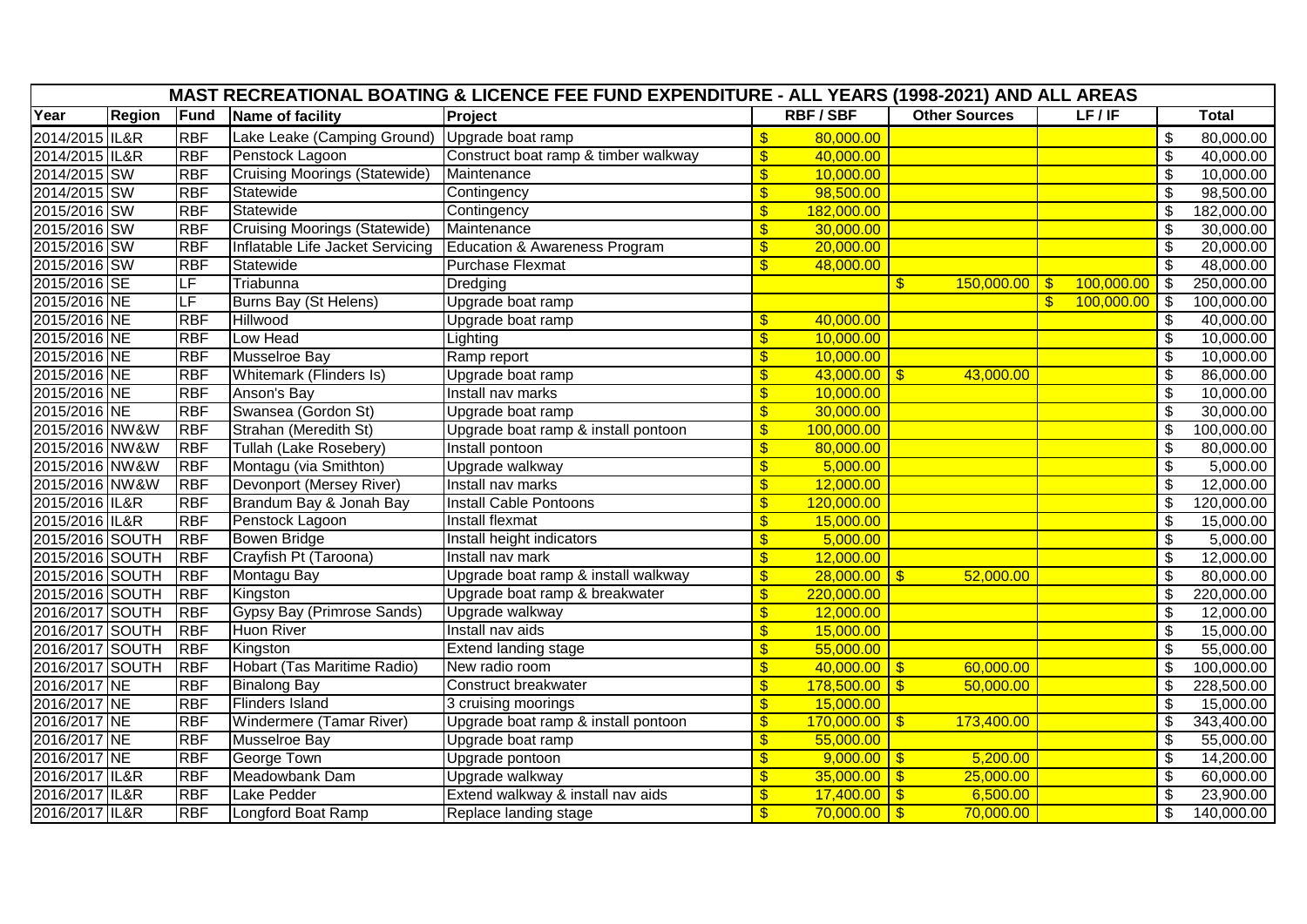| MAST RECREATIONAL BOATING & LICENCE FEE FUND EXPENDITURE - ALL YEARS (1998-2021) AND ALL AREAS | | | | | | | | |
|---|---|---|---|---|---|---|---|---|
| **Year** | **Region** | **Fund** | **Name of facility** | **Project** | **RBF / SBF** | **Other Sources** | **LF / IF** | **Total** |
| 2014/2015 | IL&R | RBF | Lake Leake (Camping Ground) | Upgrade boat ramp | $ 80,000.00 | | | $ 80,000.00 |
| 2014/2015 | IL&R | RBF | Penstock Lagoon | Construct boat ramp & timber walkway | $ 40,000.00 | | | $ 40,000.00 |
| 2014/2015 | SW | RBF | Cruising Moorings (Statewide) | Maintenance | $ 10,000.00 | | | $ 10,000.00 |
| 2014/2015 | SW | RBF | Statewide | Contingency | $ 98,500.00 | | | $ 98,500.00 |
| 2015/2016 | SW | RBF | Statewide | Contingency | $ 182,000.00 | | | $ 182,000.00 |
| 2015/2016 | SW | RBF | Cruising Moorings (Statewide) | Maintenance | $ 30,000.00 | | | $ 30,000.00 |
| 2015/2016 | SW | RBF | Inflatable Life Jacket Servicing | Education & Awareness Program | $ 20,000.00 | | | $ 20,000.00 |
| 2015/2016 | SW | RBF | Statewide | Purchase Flexmat | $ 48,000.00 | | | $ 48,000.00 |
| 2015/2016 | SE | LF | Triabunna | Dredging | | $ 150,000.00 | $ 100,000.00 | $ 250,000.00 |
| 2015/2016 | NE | LF | Burns Bay (St Helens) | Upgrade boat ramp | | | $ 100,000.00 | $ 100,000.00 |
| 2015/2016 | NE | RBF | Hillwood | Upgrade boat ramp | $ 40,000.00 | | | $ 40,000.00 |
| 2015/2016 | NE | RBF | Low Head | Lighting | $ 10,000.00 | | | $ 10,000.00 |
| 2015/2016 | NE | RBF | Musselroe Bay | Ramp report | $ 10,000.00 | | | $ 10,000.00 |
| 2015/2016 | NE | RBF | Whitemark (Flinders Is) | Upgrade boat ramp | $ 43,000.00 | $ 43,000.00 | | $ 86,000.00 |
| 2015/2016 | NE | RBF | Anson's Bay | Install nav marks | $ 10,000.00 | | | $ 10,000.00 |
| 2015/2016 | NE | RBF | Swansea (Gordon St) | Upgrade boat ramp | $ 30,000.00 | | | $ 30,000.00 |
| 2015/2016 | NW&W | RBF | Strahan (Meredith St) | Upgrade boat ramp & install pontoon | $ 100,000.00 | | | $ 100,000.00 |
| 2015/2016 | NW&W | RBF | Tullah (Lake Rosebery) | Install pontoon | $ 80,000.00 | | | $ 80,000.00 |
| 2015/2016 | NW&W | RBF | Montagu (via Smithton) | Upgrade walkway | $ 5,000.00 | | | $ 5,000.00 |
| 2015/2016 | NW&W | RBF | Devonport (Mersey River) | Install nav marks | $ 12,000.00 | | | $ 12,000.00 |
| 2015/2016 | IL&R | RBF | Brandum Bay & Jonah Bay | Install Cable Pontoons | $ 120,000.00 | | | $ 120,000.00 |
| 2015/2016 | IL&R | RBF | Penstock Lagoon | Install flexmat | $ 15,000.00 | | | $ 15,000.00 |
| 2015/2016 | SOUTH | RBF | Bowen Bridge | Install height indicators | $ 5,000.00 | | | $ 5,000.00 |
| 2015/2016 | SOUTH | RBF | Crayfish Pt (Taroona) | Install nav mark | $ 12,000.00 | | | $ 12,000.00 |
| 2015/2016 | SOUTH | RBF | Montagu Bay | Upgrade boat ramp & install walkway | $ 28,000.00 | $ 52,000.00 | | $ 80,000.00 |
| 2015/2016 | SOUTH | RBF | Kingston | Upgrade boat ramp & breakwater | $ 220,000.00 | | | $ 220,000.00 |
| 2016/2017 | SOUTH | RBF | Gypsy Bay (Primrose Sands) | Upgrade walkway | $ 12,000.00 | | | $ 12,000.00 |
| 2016/2017 | SOUTH | RBF | Huon River | Install nav aids | $ 15,000.00 | | | $ 15,000.00 |
| 2016/2017 | SOUTH | RBF | Kingston | Extend landing stage | $ 55,000.00 | | | $ 55,000.00 |
| 2016/2017 | SOUTH | RBF | Hobart (Tas Maritime Radio) | New radio room | $ 40,000.00 | $ 60,000.00 | | $ 100,000.00 |
| 2016/2017 | NE | RBF | Binalong Bay | Construct breakwater | $ 178,500.00 | $ 50,000.00 | | $ 228,500.00 |
| 2016/2017 | NE | RBF | Flinders Island | 3 cruising moorings | $ 15,000.00 | | | $ 15,000.00 |
| 2016/2017 | NE | RBF | Windermere (Tamar River) | Upgrade boat ramp & install pontoon | $ 170,000.00 | $ 173,400.00 | | $ 343,400.00 |
| 2016/2017 | NE | RBF | Musselroe Bay | Upgrade boat ramp | $ 55,000.00 | | | $ 55,000.00 |
| 2016/2017 | NE | RBF | George Town | Upgrade pontoon | $ 9,000.00 | $ 5,200.00 | | $ 14,200.00 |
| 2016/2017 | IL&R | RBF | Meadowbank Dam | Upgrade walkway | $ 35,000.00 | $ 25,000.00 | | $ 60,000.00 |
| 2016/2017 | IL&R | RBF | Lake Pedder | Extend walkway & install nav aids | $ 17,400.00 | $ 6,500.00 | | $ 23,900.00 |
| 2016/2017 | IL&R | RBF | Longford Boat Ramp | Replace landing stage | $ 70,000.00 | $ 70,000.00 | | $ 140,000.00 |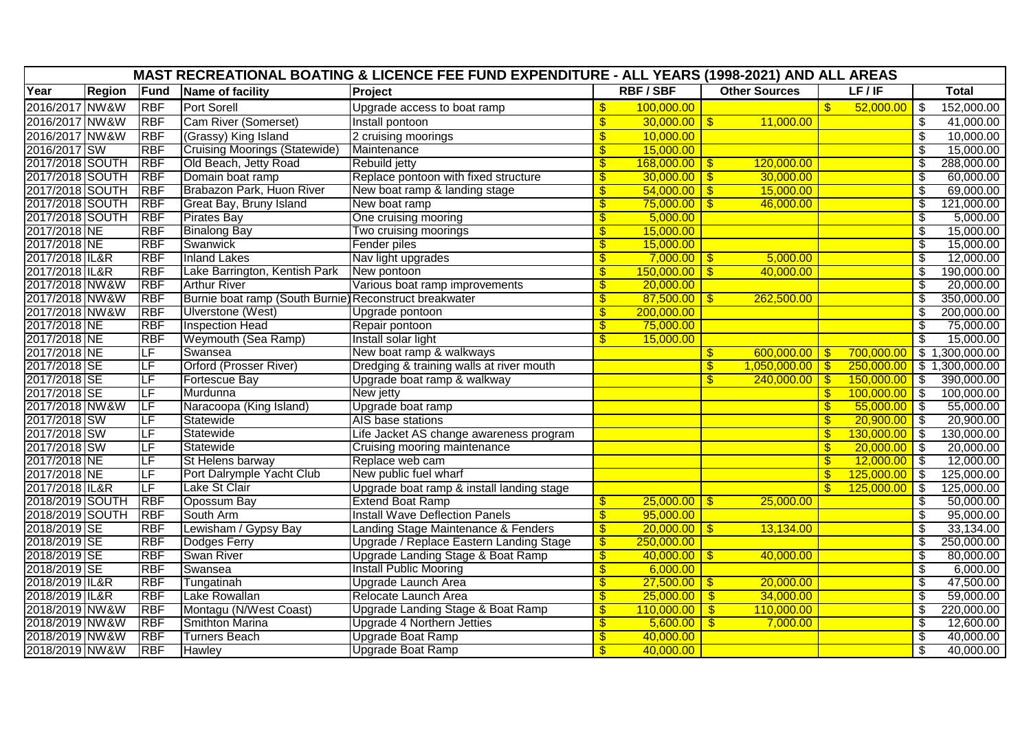| MAST RECREATIONAL BOATING & LICENCE FEE FUND EXPENDITURE - ALL YEARS (1998-2021) AND ALL AREAS | | | | | | | | |
|---|---|---|---|---|---|---|---|---|
| Year | Region | Fund | Name of facility | Project | RBF / SBF | Other Sources | LF / IF | Total |
| 2016/2017 | NW&W | RBF | Port Sorell | Upgrade access to boat ramp | $ 100,000.00 | | $ 52,000.00 | $ 152,000.00 |
| 2016/2017 | NW&W | RBF | Cam River (Somerset) | Install pontoon | $ 30,000.00 | $ 11,000.00 | | $ 41,000.00 |
| 2016/2017 | NW&W | RBF | (Grassy) King Island | 2 cruising moorings | $ 10,000.00 | | | $ 10,000.00 |
| 2016/2017 | SW | RBF | Cruising Moorings (Statewide) | Maintenance | $ 15,000.00 | | | $ 15,000.00 |
| 2017/2018 | SOUTH | RBF | Old Beach, Jetty Road | Rebuild jetty | $ 168,000.00 | $ 120,000.00 | | $ 288,000.00 |
| 2017/2018 | SOUTH | RBF | Domain boat ramp | Replace pontoon with fixed structure | $ 30,000.00 | $ 30,000.00 | | $ 60,000.00 |
| 2017/2018 | SOUTH | RBF | Brabazon Park, Huon River | New boat ramp & landing stage | $ 54,000.00 | $ 15,000.00 | | $ 69,000.00 |
| 2017/2018 | SOUTH | RBF | Great Bay, Bruny Island | New boat ramp | $ 75,000.00 | $ 46,000.00 | | $ 121,000.00 |
| 2017/2018 | SOUTH | RBF | Pirates Bay | One cruising mooring | $ 5,000.00 | | | $ 5,000.00 |
| 2017/2018 | NE | RBF | Binalong Bay | Two cruising moorings | $ 15,000.00 | | | $ 15,000.00 |
| 2017/2018 | NE | RBF | Swanwick | Fender piles | $ 15,000.00 | | | $ 15,000.00 |
| 2017/2018 | IL&R | RBF | Inland Lakes | Nav light upgrades | $ 7,000.00 | $ 5,000.00 | | $ 12,000.00 |
| 2017/2018 | IL&R | RBF | Lake Barrington, Kentish Park | New pontoon | $ 150,000.00 | $ 40,000.00 | | $ 190,000.00 |
| 2017/2018 | NW&W | RBF | Arthur River | Various boat ramp improvements | $ 20,000.00 | | | $ 20,000.00 |
| 2017/2018 | NW&W | RBF | Burnie boat ramp (South Burnie) | Reconstruct breakwater | $ 87,500.00 | $ 262,500.00 | | $ 350,000.00 |
| 2017/2018 | NW&W | RBF | Ulverstone (West) | Upgrade pontoon | $ 200,000.00 | | | $ 200,000.00 |
| 2017/2018 | NE | RBF | Inspection Head | Repair pontoon | $ 75,000.00 | | | $ 75,000.00 |
| 2017/2018 | NE | RBF | Weymouth (Sea Ramp) | Install solar light | $ 15,000.00 | | | $ 15,000.00 |
| 2017/2018 | NE | LF | Swansea | New boat ramp & walkways | | $ 600,000.00 | $ 700,000.00 | $ 1,300,000.00 |
| 2017/2018 | SE | LF | Orford (Prosser River) | Dredging & training walls at river mouth | | $ 1,050,000.00 | $ 250,000.00 | $ 1,300,000.00 |
| 2017/2018 | SE | LF | Fortescue Bay | Upgrade boat ramp & walkway | | $ 240,000.00 | $ 150,000.00 | $ 390,000.00 |
| 2017/2018 | SE | LF | Murdunna | New jetty | | | $ 100,000.00 | $ 100,000.00 |
| 2017/2018 | NW&W | LF | Naracoopa (King Island) | Upgrade boat ramp | | | $ 55,000.00 | $ 55,000.00 |
| 2017/2018 | SW | LF | Statewide | AIS base stations | | | $ 20,900.00 | $ 20,900.00 |
| 2017/2018 | SW | LF | Statewide | Life Jacket AS change awareness program | | | $ 130,000.00 | $ 130,000.00 |
| 2017/2018 | SW | LF | Statewide | Cruising mooring maintenance | | | $ 20,000.00 | $ 20,000.00 |
| 2017/2018 | NE | LF | St Helens barway | Replace web cam | | | $ 12,000.00 | $ 12,000.00 |
| 2017/2018 | NE | LF | Port Dalrymple Yacht Club | New public fuel wharf | | | $ 125,000.00 | $ 125,000.00 |
| 2017/2018 | IL&R | LF | Lake St Clair | Upgrade boat ramp & install landing stage | | | $ 125,000.00 | $ 125,000.00 |
| 2018/2019 | SOUTH | RBF | Opossum Bay | Extend Boat Ramp | $ 25,000.00 | $ 25,000.00 | | $ 50,000.00 |
| 2018/2019 | SOUTH | RBF | South Arm | Install Wave Deflection Panels | $ 95,000.00 | | | $ 95,000.00 |
| 2018/2019 | SE | RBF | Lewisham / Gypsy Bay | Landing Stage Maintenance & Fenders | $ 20,000.00 | $ 13,134.00 | | $ 33,134.00 |
| 2018/2019 | SE | RBF | Dodges Ferry | Upgrade / Replace Eastern Landing Stage | $ 250,000.00 | | | $ 250,000.00 |
| 2018/2019 | SE | RBF | Swan River | Upgrade Landing Stage & Boat Ramp | $ 40,000.00 | $ 40,000.00 | | $ 80,000.00 |
| 2018/2019 | SE | RBF | Swansea | Install Public Mooring | $ 6,000.00 | | | $ 6,000.00 |
| 2018/2019 | IL&R | RBF | Tungatinah | Upgrade Launch Area | $ 27,500.00 | $ 20,000.00 | | $ 47,500.00 |
| 2018/2019 | IL&R | RBF | Lake Rowallan | Relocate Launch Area | $ 25,000.00 | $ 34,000.00 | | $ 59,000.00 |
| 2018/2019 | NW&W | RBF | Montagu (N/West Coast) | Upgrade Landing Stage & Boat Ramp | $ 110,000.00 | $ 110,000.00 | | $ 220,000.00 |
| 2018/2019 | NW&W | RBF | Smithton Marina | Upgrade 4 Northern Jetties | $ 5,600.00 | $ 7,000.00 | | $ 12,600.00 |
| 2018/2019 | NW&W | RBF | Turners Beach | Upgrade Boat Ramp | $ 40,000.00 | | | $ 40,000.00 |
| 2018/2019 | NW&W | RBF | Hawley | Upgrade Boat Ramp | $ 40,000.00 | | | $ 40,000.00 |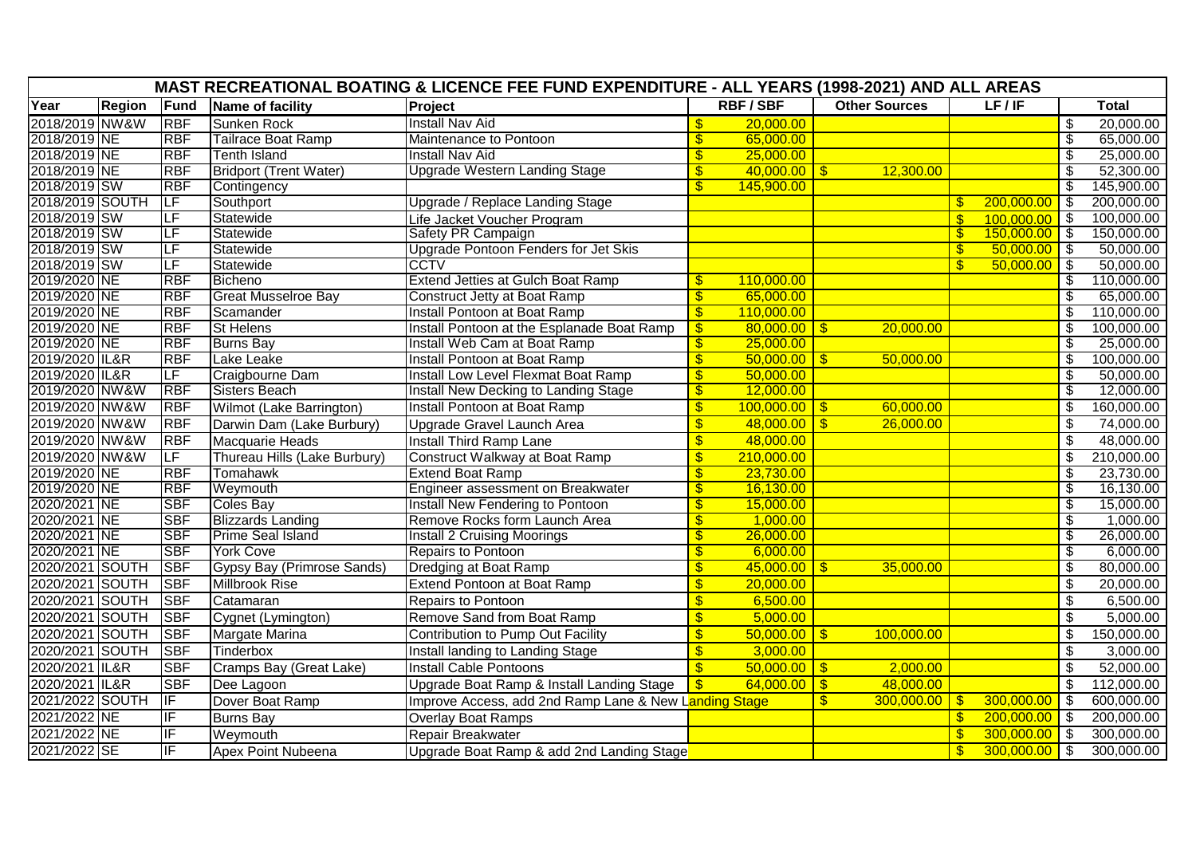| MAST RECREATIONAL BOATING & LICENCE FEE FUND EXPENDITURE - ALL YEARS (1998-2021) AND ALL AREAS | | | | | | | | |
|---|---|---|---|---|---|---|---|---|
| Year | Region | Fund | Name of facility | Project | RBF / SBF | Other Sources | LF / IF | Total |
| 2018/2019 | NW&W | RBF | Sunken Rock | Install Nav Aid | $ 20,000.00 | | | $ 20,000.00 |
| 2018/2019 | NE | RBF | Tailrace Boat Ramp | Maintenance to Pontoon | $ 65,000.00 | | | $ 65,000.00 |
| 2018/2019 | NE | RBF | Tenth Island | Install Nav Aid | $ 25,000.00 | | | $ 25,000.00 |
| 2018/2019 | NE | RBF | Bridport (Trent Water) | Upgrade Western Landing Stage | $ 40,000.00 | $ 12,300.00 | | $ 52,300.00 |
| 2018/2019 | SW | RBF | Contingency | | $ 145,900.00 | | | $ 145,900.00 |
| 2018/2019 | SOUTH | LF | Southport | Upgrade / Replace Landing Stage | | | $ 200,000.00 | $ 200,000.00 |
| 2018/2019 | SW | LF | Statewide | Life Jacket Voucher Program | | | $ 100,000.00 | $ 100,000.00 |
| 2018/2019 | SW | LF | Statewide | Safety PR Campaign | | | $ 150,000.00 | $ 150,000.00 |
| 2018/2019 | SW | LF | Statewide | Upgrade Pontoon Fenders for Jet Skis | | | $ 50,000.00 | $ 50,000.00 |
| 2018/2019 | SW | LF | Statewide | CCTV | | | $ 50,000.00 | $ 50,000.00 |
| 2019/2020 | NE | RBF | Bicheno | Extend Jetties at Gulch Boat Ramp | $ 110,000.00 | | | $ 110,000.00 |
| 2019/2020 | NE | RBF | Great Musselroe Bay | Construct Jetty at Boat Ramp | $ 65,000.00 | | | $ 65,000.00 |
| 2019/2020 | NE | RBF | Scamander | Install Pontoon at Boat Ramp | $ 110,000.00 | | | $ 110,000.00 |
| 2019/2020 | NE | RBF | St Helens | Install Pontoon at the Esplanade Boat Ramp | $ 80,000.00 | $ 20,000.00 | | $ 100,000.00 |
| 2019/2020 | NE | RBF | Burns Bay | Install Web Cam at Boat Ramp | $ 25,000.00 | | | $ 25,000.00 |
| 2019/2020 | IL&R | RBF | Lake Leake | Install Pontoon at Boat Ramp | $ 50,000.00 | $ 50,000.00 | | $ 100,000.00 |
| 2019/2020 | IL&R | LF | Craigbourne Dam | Install Low Level Flexmat Boat Ramp | $ 50,000.00 | | | $ 50,000.00 |
| 2019/2020 | NW&W | RBF | Sisters Beach | Install New Decking to Landing Stage | $ 12,000.00 | | | $ 12,000.00 |
| 2019/2020 | NW&W | RBF | Wilmot (Lake Barrington) | Install Pontoon at Boat Ramp | $ 100,000.00 | $ 60,000.00 | | $ 160,000.00 |
| 2019/2020 | NW&W | RBF | Darwin Dam (Lake Burbury) | Upgrade Gravel Launch Area | $ 48,000.00 | $ 26,000.00 | | $ 74,000.00 |
| 2019/2020 | NW&W | RBF | Macquarie Heads | Install Third Ramp Lane | $ 48,000.00 | | | $ 48,000.00 |
| 2019/2020 | NW&W | LF | Thureau Hills (Lake Burbury) | Construct Walkway at Boat Ramp | $ 210,000.00 | | | $ 210,000.00 |
| 2019/2020 | NE | RBF | Tomahawk | Extend Boat Ramp | $ 23,730.00 | | | $ 23,730.00 |
| 2019/2020 | NE | RBF | Weymouth | Engineer assessment on Breakwater | $ 16,130.00 | | | $ 16,130.00 |
| 2020/2021 | NE | SBF | Coles Bay | Install New Fendering to Pontoon | $ 15,000.00 | | | $ 15,000.00 |
| 2020/2021 | NE | SBF | Blizzards Landing | Remove Rocks form Launch Area | $ 1,000.00 | | | $ 1,000.00 |
| 2020/2021 | NE | SBF | Prime Seal Island | Install 2 Cruising Moorings | $ 26,000.00 | | | $ 26,000.00 |
| 2020/2021 | NE | SBF | York Cove | Repairs to Pontoon | $ 6,000.00 | | | $ 6,000.00 |
| 2020/2021 | SOUTH | SBF | Gypsy Bay (Primrose Sands) | Dredging at Boat Ramp | $ 45,000.00 | $ 35,000.00 | | $ 80,000.00 |
| 2020/2021 | SOUTH | SBF | Millbrook Rise | Extend Pontoon at Boat Ramp | $ 20,000.00 | | | $ 20,000.00 |
| 2020/2021 | SOUTH | SBF | Catamaran | Repairs to Pontoon | $ 6,500.00 | | | $ 6,500.00 |
| 2020/2021 | SOUTH | SBF | Cygnet (Lymington) | Remove Sand from Boat Ramp | $ 5,000.00 | | | $ 5,000.00 |
| 2020/2021 | SOUTH | SBF | Margate Marina | Contribution to Pump Out Facility | $ 50,000.00 | $ 100,000.00 | | $ 150,000.00 |
| 2020/2021 | SOUTH | SBF | Tinderbox | Install landing to Landing Stage | $ 3,000.00 | | | $ 3,000.00 |
| 2020/2021 | IL&R | SBF | Cramps Bay (Great Lake) | Install Cable Pontoons | $ 50,000.00 | $ 2,000.00 | | $ 52,000.00 |
| 2020/2021 | IL&R | SBF | Dee Lagoon | Upgrade Boat Ramp & Install Landing Stage | $ 64,000.00 | $ 48,000.00 | | $ 112,000.00 |
| 2021/2022 | SOUTH | IF | Dover Boat Ramp | Improve Access, add 2nd Ramp Lane & New Landing Stage | | $ 300,000.00 | $ 300,000.00 | $ 600,000.00 |
| 2021/2022 | NE | IF | Burns Bay | Overlay Boat Ramps | | | $ 200,000.00 | $ 200,000.00 |
| 2021/2022 | NE | IF | Weymouth | Repair Breakwater | | | $ 300,000.00 | $ 300,000.00 |
| 2021/2022 | SE | IF | Apex Point Nubeena | Upgrade Boat Ramp & add 2nd Landing Stage | | | $ 300,000.00 | $ 300,000.00 |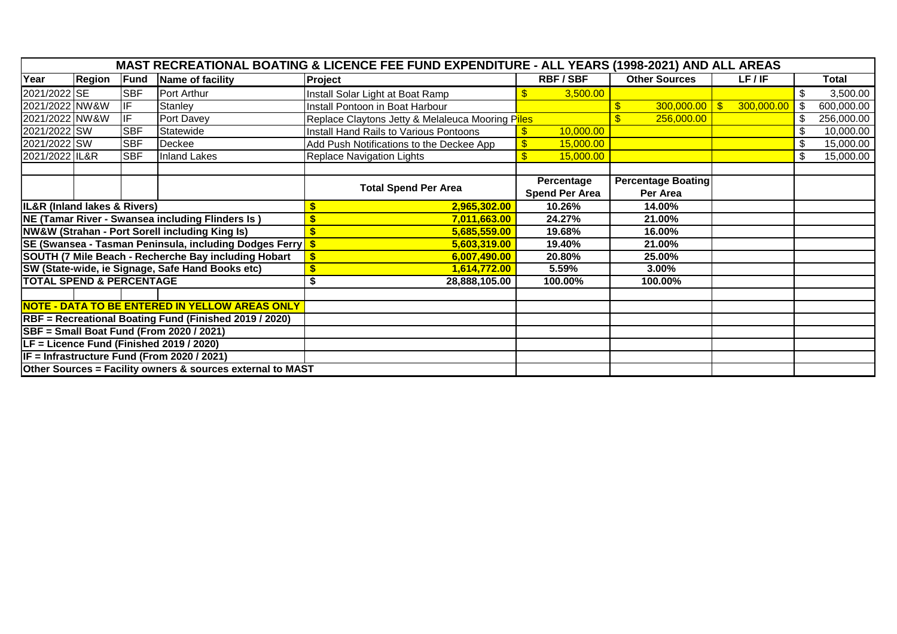| MAST RECREATIONAL BOATING & LICENCE FEE FUND EXPENDITURE - ALL YEARS (1998-2021) AND ALL AREAS | | | | | | | | |
|---|---|---|---|---|---|---|---|---|
| **Year** | **Region** | **Fund** | **Name of facility** | **Project** | **RBF / SBF** | **Other Sources** | **LF / IF** | **Total** |
| 2021/2022 | SE | SBF | Port Arthur | Install Solar Light at Boat Ramp | $ 3,500.00 | | | $ 3,500.00 |
| 2021/2022 | NW&W | IF | Stanley | Install Pontoon in Boat Harbour | | $ 300,000.00 | $ 300,000.00 | $ 600,000.00 |
| 2021/2022 | NW&W | IF | Port Davey | Replace Claytons Jetty & Melaleuca Mooring Piles | | $ 256,000.00 | | $ 256,000.00 |
| 2021/2022 | SW | SBF | Statewide | Install Hand Rails to Various Pontoons | $ 10,000.00 | | | $ 10,000.00 |
| 2021/2022 | SW | SBF | Deckee | Add Push Notifications to the Deckee App | $ 15,000.00 | | | $ 15,000.00 |
| 2021/2022 | IL&R | SBF | Inland Lakes | Replace Navigation Lights | $ 15,000.00 | | | $ 15,000.00 |
| | | | | | | | | |
| | | | | **Total Spend Per Area** | **Percentage Spend Per Area** | **Percentage Boating Per Area** | | |
| **IL&R (Inland lakes & Rivers)** | | | | **$ 2,965,302.00** | **10.26%** | **14.00%** | | |
| **NE (Tamar River - Swansea including Flinders Is )** | | | | **$ 7,011,663.00** | **24.27%** | **21.00%** | | |
| **NW&W (Strahan - Port Sorell including King Is)** | | | | **$ 5,685,559.00** | **19.68%** | **16.00%** | | |
| **SE (Swansea - Tasman Peninsula, including Dodges Ferry** | | | | **$ 5,603,319.00** | **19.40%** | **21.00%** | | |
| **SOUTH (7 Mile Beach - Recherche Bay including Hobart** | | | | **$ 6,007,490.00** | **20.80%** | **25.00%** | | |
| **SW (State-wide, ie Signage, Safe Hand Books etc)** | | | | **$ 1,614,772.00** | **5.59%** | **3.00%** | | |
| **TOTAL SPEND & PERCENTAGE** | | | | **$ 28,888,105.00** | **100.00%** | **100.00%** | | |

**NOTE - DATA TO BE ENTERED IN YELLOW AREAS ONLY**

**RBF = Recreational Boating Fund (Finished 2019 / 2020)**

**SBF = Small Boat Fund (From 2020 / 2021)**

**LF = Licence Fund (Finished 2019 / 2020)**

**IF = Infrastructure Fund (From 2020 / 2021)**

**Other Sources = Facility owners & sources external to MAST**